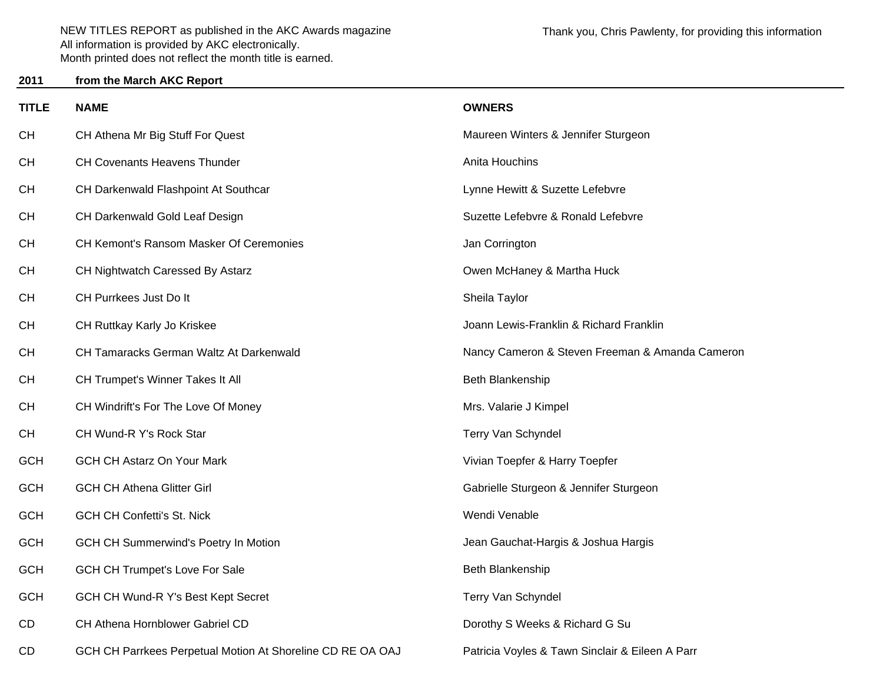NEW TITLES REPORT as published in the AKC Awards magazine
All information is provided by AKC electronically.
Month printed does not reflect the month title is earned.

Thank you, Chris Pawlenty, for providing this information

**2011 from the March AKC Report**

| TITLE | NAME | OWNERS |
|---|---|---|
| CH | CH Athena Mr Big Stuff For Quest | Maureen Winters & Jennifer Sturgeon |
| CH | CH Covenants Heavens Thunder | Anita Houchins |
| CH | CH Darkenwald Flashpoint At Southcar | Lynne Hewitt & Suzette Lefebvre |
| CH | CH Darkenwald Gold Leaf Design | Suzette Lefebvre & Ronald Lefebvre |
| CH | CH Kemont's Ransom Masker Of Ceremonies | Jan Corrington |
| CH | CH Nightwatch Caressed By Astarz | Owen McHaney & Martha Huck |
| CH | CH Purrkees Just Do It | Sheila Taylor |
| CH | CH Ruttkay Karly Jo Kriskee | Joann Lewis-Franklin & Richard Franklin |
| CH | CH Tamaracks German Waltz At Darkenwald | Nancy Cameron & Steven Freeman & Amanda Cameron |
| CH | CH Trumpet's Winner Takes It All | Beth Blankenship |
| CH | CH Windrift's For The Love Of Money | Mrs. Valarie J Kimpel |
| CH | CH Wund-R Y's Rock Star | Terry Van Schyndel |
| GCH | GCH CH Astarz On Your Mark | Vivian Toepfer & Harry Toepfer |
| GCH | GCH CH Athena Glitter Girl | Gabrielle Sturgeon & Jennifer Sturgeon |
| GCH | GCH CH Confetti's St. Nick | Wendi Venable |
| GCH | GCH CH Summerwind's Poetry In Motion | Jean Gauchat-Hargis & Joshua Hargis |
| GCH | GCH CH Trumpet's Love For Sale | Beth Blankenship |
| GCH | GCH CH Wund-R Y's Best Kept Secret | Terry Van Schyndel |
| CD | CH Athena Hornblower Gabriel CD | Dorothy S Weeks & Richard G Su |
| CD | GCH CH Parrkees Perpetual Motion At Shoreline CD RE OA OAJ | Patricia Voyles & Tawn Sinclair & Eileen A Parr |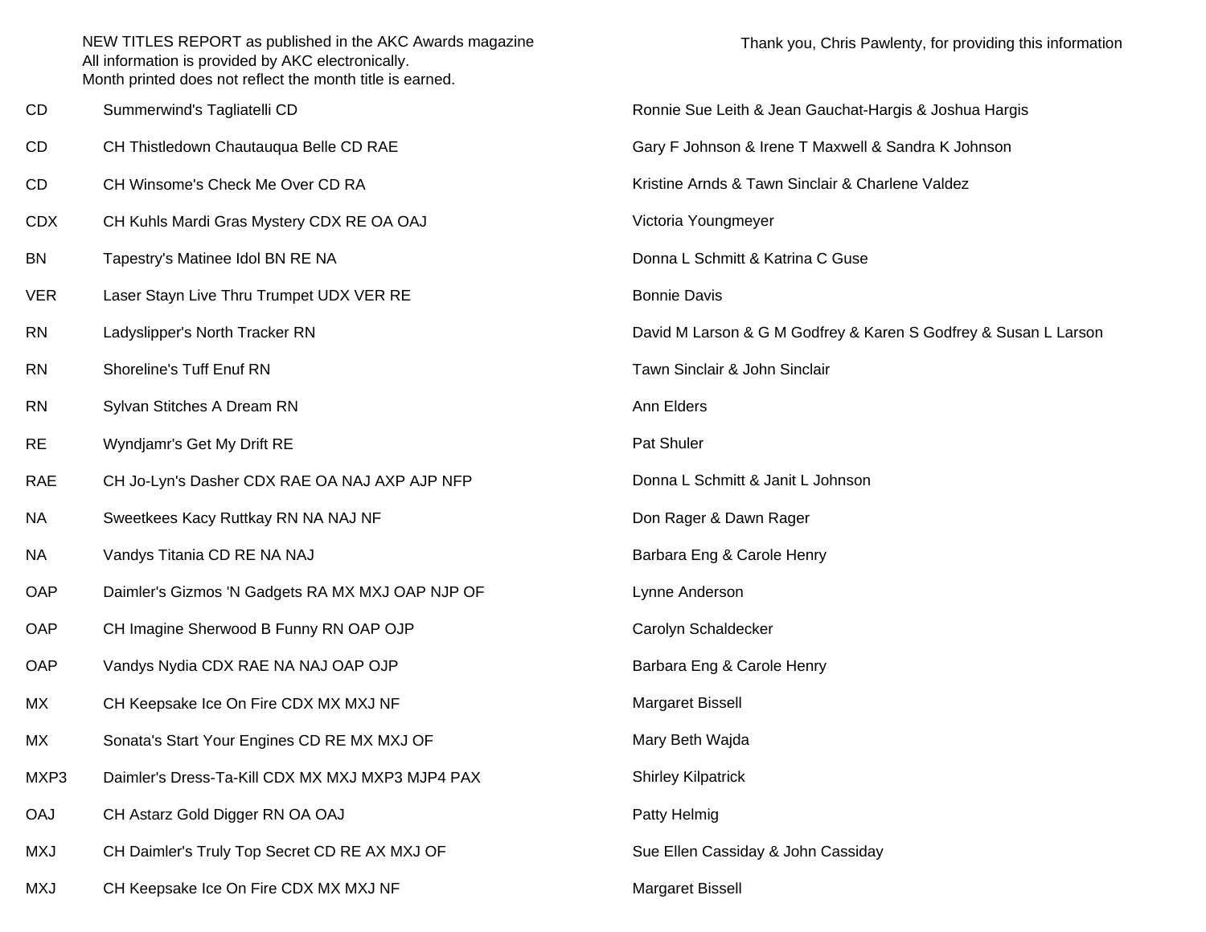NEW TITLES REPORT as published in the AKC Awards magazine
All information is provided by AKC electronically.
Month printed does not reflect the month title is earned.

Thank you, Chris Pawlenty, for providing this information

| Title | Dog | Owner(s) |
|---|---|---|
| CD | Summerwind's Tagliatelli CD | Ronnie Sue Leith & Jean Gauchat-Hargis & Joshua Hargis |
| CD | CH Thistledown Chautauqua Belle CD RAE | Gary F Johnson & Irene T Maxwell & Sandra K Johnson |
| CD | CH Winsome's Check Me Over CD RA | Kristine Arnds & Tawn Sinclair & Charlene Valdez |
| CDX | CH Kuhls Mardi Gras Mystery CDX RE OA OAJ | Victoria Youngmeyer |
| BN | Tapestry's Matinee Idol BN RE NA | Donna L Schmitt & Katrina C Guse |
| VER | Laser Stayn Live Thru Trumpet UDX VER RE | Bonnie Davis |
| RN | Ladyslipper's North Tracker RN | David M Larson & G M Godfrey & Karen S Godfrey & Susan L Larson |
| RN | Shoreline's Tuff Enuf RN | Tawn Sinclair & John Sinclair |
| RN | Sylvan Stitches A Dream RN | Ann Elders |
| RE | Wyndjamr's Get My Drift RE | Pat Shuler |
| RAE | CH Jo-Lyn's Dasher CDX RAE OA NAJ AXP AJP NFP | Donna L Schmitt & Janit L Johnson |
| NA | Sweetkees Kacy Ruttkay RN NA NAJ NF | Don Rager & Dawn Rager |
| NA | Vandys Titania CD RE NA NAJ | Barbara Eng & Carole Henry |
| OAP | Daimler's Gizmos 'N Gadgets RA MX MXJ OAP NJP OF | Lynne Anderson |
| OAP | CH Imagine Sherwood B Funny RN OAP OJP | Carolyn Schaldecker |
| OAP | Vandys Nydia CDX RAE NA NAJ OAP OJP | Barbara Eng & Carole Henry |
| MX | CH Keepsake Ice On Fire CDX MX MXJ NF | Margaret Bissell |
| MX | Sonata's Start Your Engines CD RE MX MXJ OF | Mary Beth Wajda |
| MXP3 | Daimler's Dress-Ta-Kill CDX MX MXJ MXP3 MJP4 PAX | Shirley Kilpatrick |
| OAJ | CH Astarz Gold Digger RN OA OAJ | Patty Helmig |
| MXJ | CH Daimler's Truly Top Secret CD RE AX MXJ OF | Sue Ellen Cassiday & John Cassiday |
| MXJ | CH Keepsake Ice On Fire CDX MX MXJ NF | Margaret Bissell |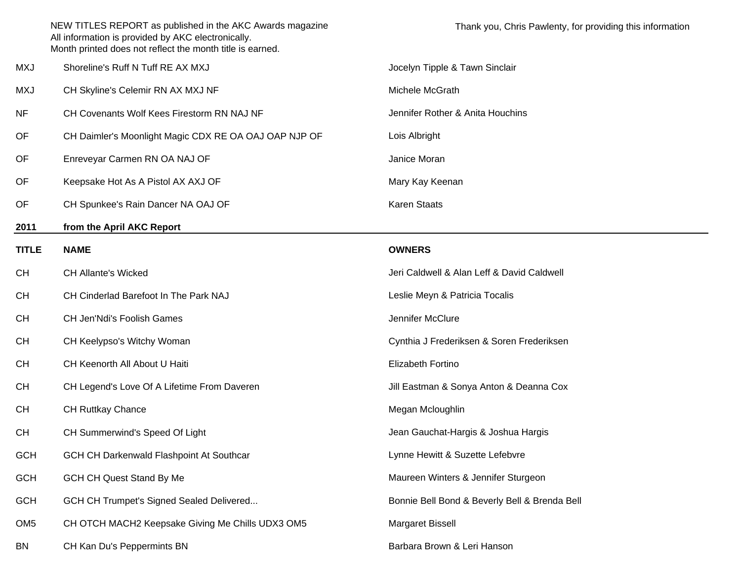NEW TITLES REPORT as published in the AKC Awards magazine
All information is provided by AKC electronically.
Month printed does not reflect the month title is earned.

Thank you, Chris Pawlenty, for providing this information

| | | |
|---|---|---|
| MXJ | Shoreline's Ruff N Tuff RE AX MXJ | Jocelyn Tipple & Tawn Sinclair |
| MXJ | CH Skyline's Celemir RN AX MXJ NF | Michele McGrath |
| NF | CH Covenants Wolf Kees Firestorm RN NAJ NF | Jennifer Rother & Anita Houchins |
| OF | CH Daimler's Moonlight Magic CDX RE OA OAJ OAP NJP OF | Lois Albright |
| OF | Enreveyar Carmen RN OA NAJ OF | Janice Moran |
| OF | Keepsake Hot As A Pistol AX AXJ OF | Mary Kay Keenan |
| OF | CH Spunkee's Rain Dancer NA OAJ OF | Karen Staats |

**2011 from the April AKC Report**

| TITLE | NAME | OWNERS |
|---|---|---|
| CH | CH Allante's Wicked | Jeri Caldwell & Alan Leff & David Caldwell |
| CH | CH Cinderlad Barefoot In The Park NAJ | Leslie Meyn & Patricia Tocalis |
| CH | CH Jen'Ndi's Foolish Games | Jennifer McClure |
| CH | CH Keelypso's Witchy Woman | Cynthia J Frederiksen & Soren Frederiksen |
| CH | CH Keenorth All About U Haiti | Elizabeth Fortino |
| CH | CH Legend's Love Of A Lifetime From Daveren | Jill Eastman & Sonya Anton & Deanna Cox |
| CH | CH Ruttkay Chance | Megan Mcloughlin |
| CH | CH Summerwind's Speed Of Light | Jean Gauchat-Hargis & Joshua Hargis |
| GCH | GCH CH Darkenwald Flashpoint At Southcar | Lynne Hewitt & Suzette Lefebvre |
| GCH | GCH CH Quest Stand By Me | Maureen Winters & Jennifer Sturgeon |
| GCH | GCH CH Trumpet's Signed Sealed Delivered... | Bonnie Bell Bond & Beverly Bell & Brenda Bell |
| OM5 | CH OTCH MACH2 Keepsake Giving Me Chills UDX3 OM5 | Margaret Bissell |
| BN | CH Kan Du's Peppermints BN | Barbara Brown & Leri Hanson |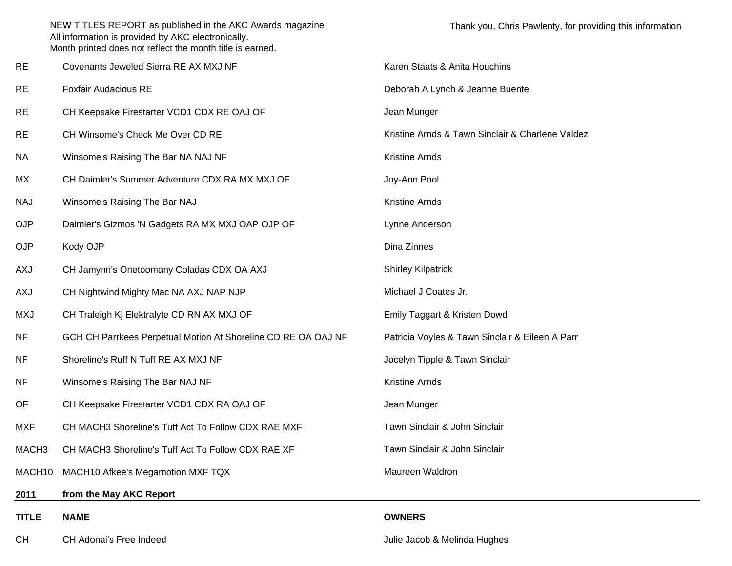NEW TITLES REPORT as published in the AKC Awards magazine
All information is provided by AKC electronically.
Month printed does not reflect the month title is earned.

Thank you, Chris Pawlenty, for providing this information

| | | |
|---|---|---|
| RE | Covenants Jeweled Sierra RE AX MXJ NF | Karen Staats & Anita Houchins |
| RE | Foxfair Audacious RE | Deborah A Lynch & Jeanne Buente |
| RE | CH Keepsake Firestarter VCD1 CDX RE OAJ OF | Jean Munger |
| RE | CH Winsome's Check Me Over CD RE | Kristine Arnds & Tawn Sinclair & Charlene Valdez |
| NA | Winsome's Raising The Bar NA NAJ NF | Kristine Arnds |
| MX | CH Daimler's Summer Adventure CDX RA MX MXJ OF | Joy-Ann Pool |
| NAJ | Winsome's Raising The Bar NAJ | Kristine Arnds |
| OJP | Daimler's Gizmos 'N Gadgets RA MX MXJ OAP OJP OF | Lynne Anderson |
| OJP | Kody OJP | Dina Zinnes |
| AXJ | CH Jamynn's Onetoomany Coladas CDX OA AXJ | Shirley Kilpatrick |
| AXJ | CH Nightwind Mighty Mac NA AXJ NAP NJP | Michael J Coates Jr. |
| MXJ | CH Traleigh Kj Elektralyte CD RN AX MXJ OF | Emily Taggart & Kristen Dowd |
| NF | GCH CH Parrkees Perpetual Motion At Shoreline CD RE OA OAJ NF | Patricia Voyles & Tawn Sinclair & Eileen A Parr |
| NF | Shoreline's Ruff N Tuff RE AX MXJ NF | Jocelyn Tipple & Tawn Sinclair |
| NF | Winsome's Raising The Bar NAJ NF | Kristine Arnds |
| OF | CH Keepsake Firestarter VCD1 CDX RA OAJ OF | Jean Munger |
| MXF | CH MACH3 Shoreline's Tuff Act To Follow CDX RAE MXF | Tawn Sinclair & John Sinclair |
| MACH3 | CH MACH3 Shoreline's Tuff Act To Follow CDX RAE XF | Tawn Sinclair & John Sinclair |
| MACH10 | MACH10 Afkee's Megamotion MXF TQX | Maureen Waldron |

**2011** **from the May AKC Report**

| TITLE | NAME | OWNERS |
|---|---|---|
| CH | CH Adonai's Free Indeed | Julie Jacob & Melinda Hughes |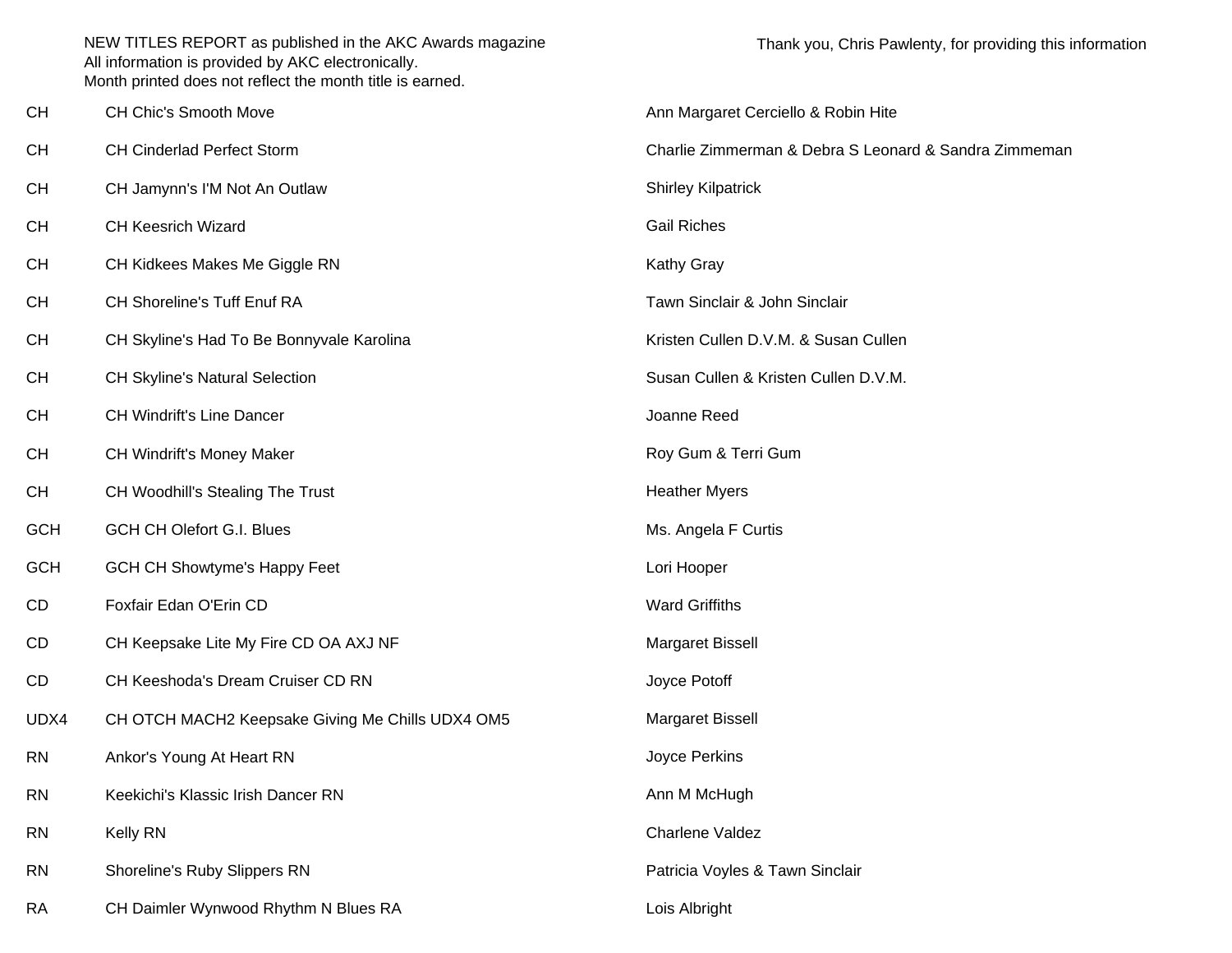NEW TITLES REPORT as published in the AKC Awards magazine
All information is provided by AKC electronically.
Month printed does not reflect the month title is earned.

Thank you, Chris Pawlenty, for providing this information

| | | |
|---|---|---|
| CH | CH Chic's Smooth Move | Ann Margaret Cerciello & Robin Hite |
| CH | CH Cinderlad Perfect Storm | Charlie Zimmerman & Debra S Leonard & Sandra Zimmeman |
| CH | CH Jamynn's I'M Not An Outlaw | Shirley Kilpatrick |
| CH | CH Keesrich Wizard | Gail Riches |
| CH | CH Kidkees Makes Me Giggle RN | Kathy Gray |
| CH | CH Shoreline's Tuff Enuf RA | Tawn Sinclair & John Sinclair |
| CH | CH Skyline's Had To Be Bonnyvale Karolina | Kristen Cullen D.V.M. & Susan Cullen |
| CH | CH Skyline's Natural Selection | Susan Cullen & Kristen Cullen D.V.M. |
| CH | CH Windrift's Line Dancer | Joanne Reed |
| CH | CH Windrift's Money Maker | Roy Gum & Terri Gum |
| CH | CH Woodhill's Stealing The Trust | Heather Myers |
| GCH | GCH CH Olefort G.I. Blues | Ms. Angela F Curtis |
| GCH | GCH CH Showtyme's Happy Feet | Lori Hooper |
| CD | Foxfair Edan O'Erin CD | Ward Griffiths |
| CD | CH Keepsake Lite My Fire CD OA AXJ NF | Margaret Bissell |
| CD | CH Keeshoda's Dream Cruiser CD RN | Joyce Potoff |
| UDX4 | CH OTCH MACH2 Keepsake Giving Me Chills UDX4 OM5 | Margaret Bissell |
| RN | Ankor's Young At Heart RN | Joyce Perkins |
| RN | Keekichi's Klassic Irish Dancer RN | Ann M McHugh |
| RN | Kelly RN | Charlene Valdez |
| RN | Shoreline's Ruby Slippers RN | Patricia Voyles & Tawn Sinclair |
| RA | CH Daimler Wynwood Rhythm N Blues RA | Lois Albright |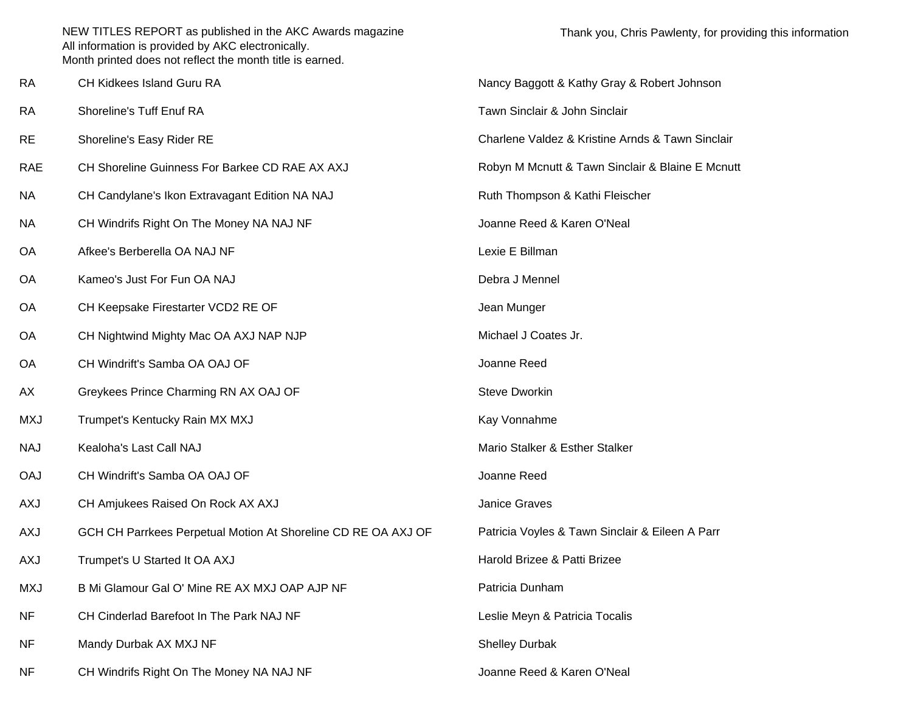NEW TITLES REPORT as published in the AKC Awards magazine
All information is provided by AKC electronically.
Month printed does not reflect the month title is earned.

Thank you, Chris Pawlenty, for providing this information

| | | |
|---|---|---|
| RA | CH Kidkees Island Guru RA | Nancy Baggott & Kathy Gray & Robert Johnson |
| RA | Shoreline's Tuff Enuf RA | Tawn Sinclair & John Sinclair |
| RE | Shoreline's Easy Rider RE | Charlene Valdez & Kristine Arnds & Tawn Sinclair |
| RAE | CH Shoreline Guinness For Barkee CD RAE AX AXJ | Robyn M Mcnutt & Tawn Sinclair & Blaine E Mcnutt |
| NA | CH Candylane's Ikon Extravagant Edition NA NAJ | Ruth Thompson & Kathi Fleischer |
| NA | CH Windrifs Right On The Money NA NAJ NF | Joanne Reed & Karen O'Neal |
| OA | Afkee's Berberella OA NAJ NF | Lexie E Billman |
| OA | Kameo's Just For Fun OA NAJ | Debra J Mennel |
| OA | CH Keepsake Firestarter VCD2 RE OF | Jean Munger |
| OA | CH Nightwind Mighty Mac OA AXJ NAP NJP | Michael J Coates Jr. |
| OA | CH Windrift's Samba OA OAJ OF | Joanne Reed |
| AX | Greykees Prince Charming RN AX OAJ OF | Steve Dworkin |
| MXJ | Trumpet's Kentucky Rain MX MXJ | Kay Vonnahme |
| NAJ | Kealoha's Last Call NAJ | Mario Stalker & Esther Stalker |
| OAJ | CH Windrift's Samba OA OAJ OF | Joanne Reed |
| AXJ | CH Amjukees Raised On Rock AX AXJ | Janice Graves |
| AXJ | GCH CH Parrkees Perpetual Motion At Shoreline CD RE OA AXJ OF | Patricia Voyles & Tawn Sinclair & Eileen A Parr |
| AXJ | Trumpet's U Started It OA AXJ | Harold Brizee & Patti Brizee |
| MXJ | B Mi Glamour Gal O' Mine RE AX MXJ OAP AJP NF | Patricia Dunham |
| NF | CH Cinderlad Barefoot In The Park NAJ NF | Leslie Meyn & Patricia Tocalis |
| NF | Mandy Durbak AX MXJ NF | Shelley Durbak |
| NF | CH Windrifs Right On The Money NA NAJ NF | Joanne Reed & Karen O'Neal |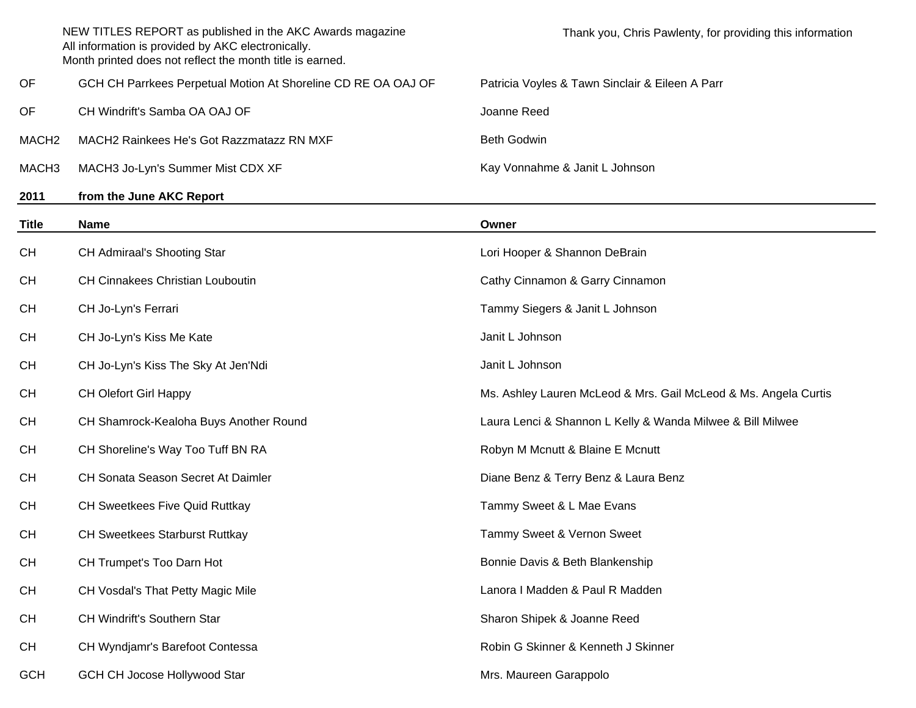NEW TITLES REPORT as published in the AKC Awards magazine
All information is provided by AKC electronically.
Month printed does not reflect the month title is earned.

Thank you, Chris Pawlenty, for providing this information

| | | |
|---|---|---|
| OF | GCH CH Parrkees Perpetual Motion At Shoreline CD RE OA OAJ OF | Patricia Voyles & Tawn Sinclair & Eileen A Parr |
| OF | CH Windrift's Samba OA OAJ OF | Joanne Reed |
| MACH2 | MACH2 Rainkees He's Got Razzmatazz RN MXF | Beth Godwin |
| MACH3 | MACH3 Jo-Lyn's Summer Mist CDX XF | Kay Vonnahme & Janit L Johnson |

**2011 from the June AKC Report**

| Title | Name | Owner |
|---|---|---|
| CH | CH Admiraal's Shooting Star | Lori Hooper & Shannon DeBrain |
| CH | CH Cinnakees Christian Louboutin | Cathy Cinnamon & Garry Cinnamon |
| CH | CH Jo-Lyn's Ferrari | Tammy Siegers & Janit L Johnson |
| CH | CH Jo-Lyn's Kiss Me Kate | Janit L Johnson |
| CH | CH Jo-Lyn's Kiss The Sky At Jen'Ndi | Janit L Johnson |
| CH | CH Olefort Girl Happy | Ms. Ashley Lauren McLeod & Mrs. Gail McLeod & Ms. Angela Curtis |
| CH | CH Shamrock-Kealoha Buys Another Round | Laura Lenci & Shannon L Kelly & Wanda Milwee & Bill Milwee |
| CH | CH Shoreline's Way Too Tuff BN RA | Robyn M Mcnutt & Blaine E Mcnutt |
| CH | CH Sonata Season Secret At Daimler | Diane Benz & Terry Benz & Laura Benz |
| CH | CH Sweetkees Five Quid Ruttkay | Tammy Sweet & L Mae Evans |
| CH | CH Sweetkees Starburst Ruttkay | Tammy Sweet & Vernon Sweet |
| CH | CH Trumpet's Too Darn Hot | Bonnie Davis & Beth Blankenship |
| CH | CH Vosdal's That Petty Magic Mile | Lanora I Madden & Paul R Madden |
| CH | CH Windrift's Southern Star | Sharon Shipek & Joanne Reed |
| CH | CH Wyndjamr's Barefoot Contessa | Robin G Skinner & Kenneth J Skinner |
| GCH | GCH CH Jocose Hollywood Star | Mrs. Maureen Garappolo |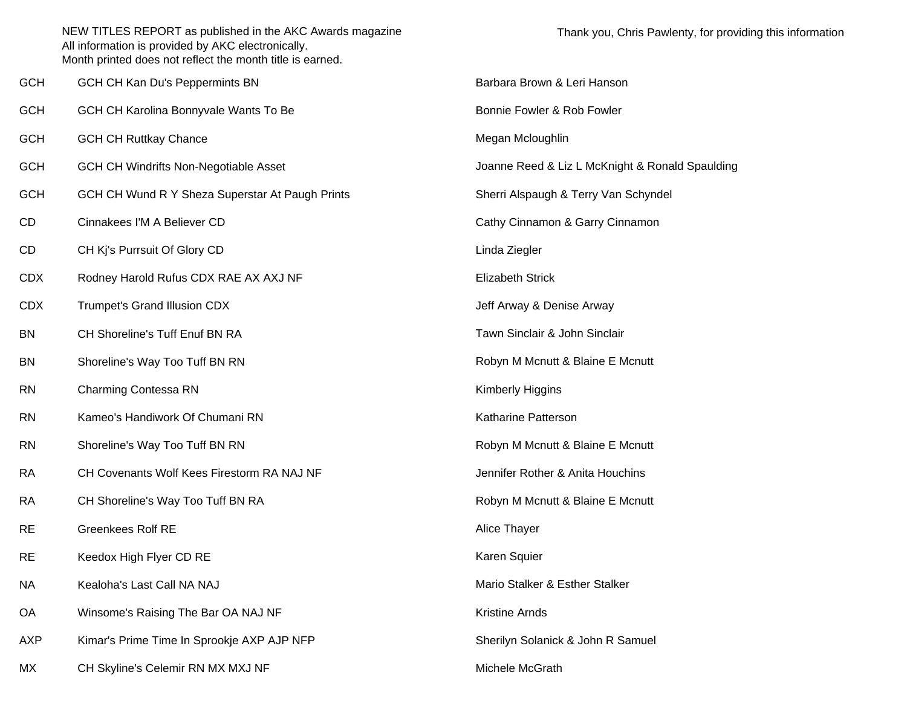NEW TITLES REPORT as published in the AKC Awards magazine
All information is provided by AKC electronically.
Month printed does not reflect the month title is earned.

Thank you, Chris Pawlenty, for providing this information

| Title | Dog | Owner(s) |
|---|---|---|
| GCH | GCH CH Kan Du's Peppermints BN | Barbara Brown & Leri Hanson |
| GCH | GCH CH Karolina Bonnyvale Wants To Be | Bonnie Fowler & Rob Fowler |
| GCH | GCH CH Ruttkay Chance | Megan Mcloughlin |
| GCH | GCH CH Windrifts Non-Negotiable Asset | Joanne Reed & Liz L McKnight & Ronald Spaulding |
| GCH | GCH CH Wund R Y Sheza Superstar At Paugh Prints | Sherri Alspaugh & Terry Van Schyndel |
| CD | Cinnakees I'M A Believer CD | Cathy Cinnamon & Garry Cinnamon |
| CD | CH Kj's Purrsuit Of Glory CD | Linda Ziegler |
| CDX | Rodney Harold Rufus CDX RAE AX AXJ NF | Elizabeth Strick |
| CDX | Trumpet's Grand Illusion CDX | Jeff Arway & Denise Arway |
| BN | CH Shoreline's Tuff Enuf BN RA | Tawn Sinclair & John Sinclair |
| BN | Shoreline's Way Too Tuff BN RN | Robyn M Mcnutt & Blaine E Mcnutt |
| RN | Charming Contessa RN | Kimberly Higgins |
| RN | Kameo's Handiwork Of Chumani RN | Katharine Patterson |
| RN | Shoreline's Way Too Tuff BN RN | Robyn M Mcnutt & Blaine E Mcnutt |
| RA | CH Covenants Wolf Kees Firestorm RA NAJ NF | Jennifer Rother & Anita Houchins |
| RA | CH Shoreline's Way Too Tuff BN RA | Robyn M Mcnutt & Blaine E Mcnutt |
| RE | Greenkees Rolf RE | Alice Thayer |
| RE | Keedox High Flyer CD RE | Karen Squier |
| NA | Kealoha's Last Call NA NAJ | Mario Stalker & Esther Stalker |
| OA | Winsome's Raising The Bar OA NAJ NF | Kristine Arnds |
| AXP | Kimar's Prime Time In Sprookje AXP AJP NFP | Sherilyn Solanick & John R Samuel |
| MX | CH Skyline's Celemir RN MX MXJ NF | Michele McGrath |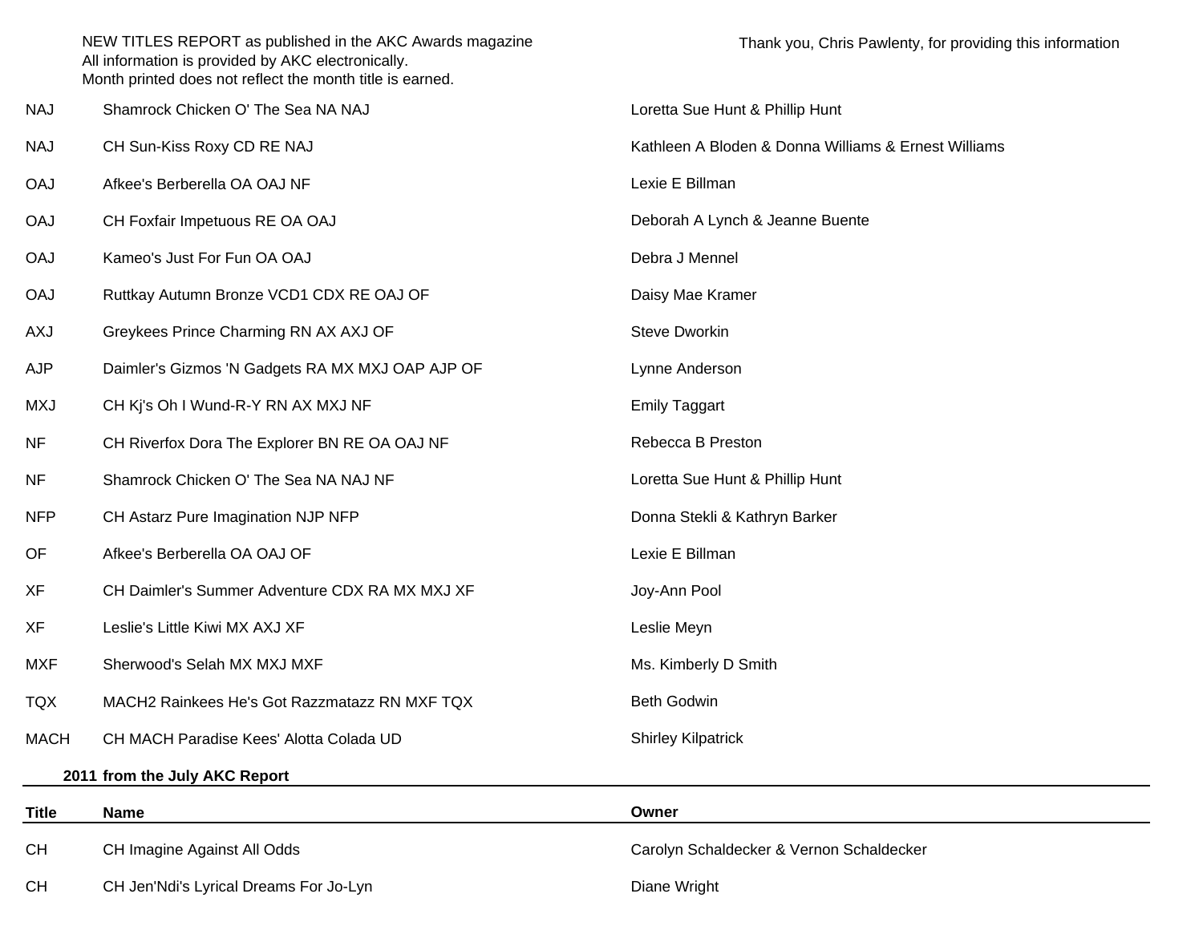NEW TITLES REPORT as published in the AKC Awards magazine
All information is provided by AKC electronically.
Month printed does not reflect the month title is earned.

Thank you, Chris Pawlenty, for providing this information

| | | |
|---|---|---|
| NAJ | Shamrock Chicken O' The Sea NA NAJ | Loretta Sue Hunt & Phillip Hunt |
| NAJ | CH Sun-Kiss Roxy CD RE NAJ | Kathleen A Bloden & Donna Williams & Ernest Williams |
| OAJ | Afkee's Berberella OA OAJ NF | Lexie E Billman |
| OAJ | CH Foxfair Impetuous RE OA OAJ | Deborah A Lynch & Jeanne Buente |
| OAJ | Kameo's Just For Fun OA OAJ | Debra J Mennel |
| OAJ | Ruttkay Autumn Bronze VCD1 CDX RE OAJ OF | Daisy Mae Kramer |
| AXJ | Greykees Prince Charming RN AX AXJ OF | Steve Dworkin |
| AJP | Daimler's Gizmos 'N Gadgets RA MX MXJ OAP AJP OF | Lynne Anderson |
| MXJ | CH Kj's Oh I Wund-R-Y RN AX MXJ NF | Emily Taggart |
| NF | CH Riverfox Dora The Explorer BN RE OA OAJ NF | Rebecca B Preston |
| NF | Shamrock Chicken O' The Sea NA NAJ NF | Loretta Sue Hunt & Phillip Hunt |
| NFP | CH Astarz Pure Imagination NJP NFP | Donna Stekli & Kathryn Barker |
| OF | Afkee's Berberella OA OAJ OF | Lexie E Billman |
| XF | CH Daimler's Summer Adventure CDX RA MX MXJ XF | Joy-Ann Pool |
| XF | Leslie's Little Kiwi MX AXJ XF | Leslie Meyn |
| MXF | Sherwood's Selah MX MXJ MXF | Ms. Kimberly D Smith |
| TQX | MACH2 Rainkees He's Got Razzmatazz RN MXF TQX | Beth Godwin |
| MACH | CH MACH Paradise Kees' Alotta Colada UD | Shirley Kilpatrick |

**2011 from the July AKC Report**

| Title | Name | Owner |
|---|---|---|
| CH | CH Imagine Against All Odds | Carolyn Schaldecker & Vernon Schaldecker |
| CH | CH Jen'Ndi's Lyrical Dreams For Jo-Lyn | Diane Wright |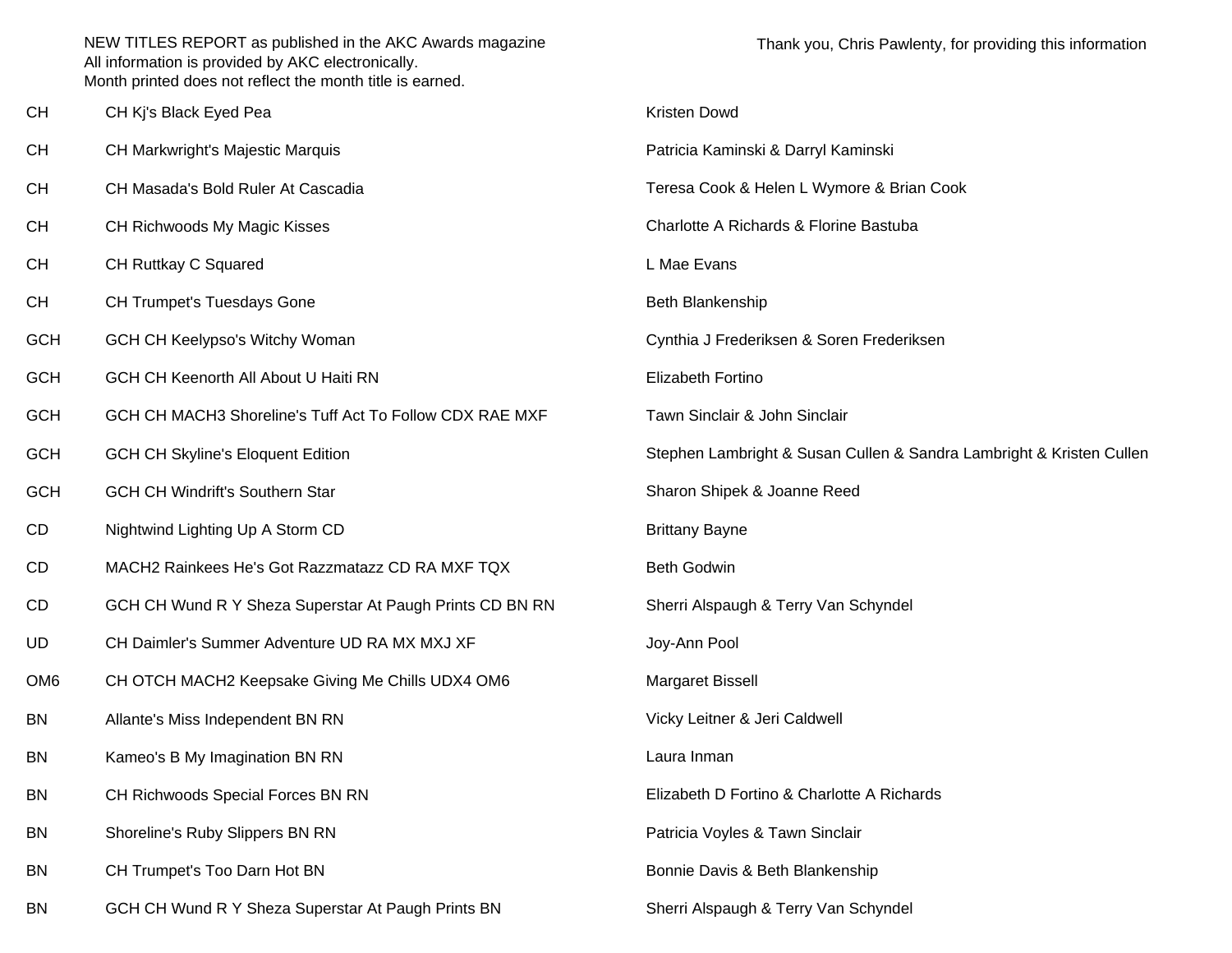NEW TITLES REPORT as published in the AKC Awards magazine
All information is provided by AKC electronically.
Month printed does not reflect the month title is earned.

Thank you, Chris Pawlenty, for providing this information

| Title | Dog | Owner(s) |
|---|---|---|
| CH | CH Kj's Black Eyed Pea | Kristen Dowd |
| CH | CH Markwright's Majestic Marquis | Patricia Kaminski & Darryl Kaminski |
| CH | CH Masada's Bold Ruler At Cascadia | Teresa Cook & Helen L Wymore & Brian Cook |
| CH | CH Richwoods My Magic Kisses | Charlotte A Richards & Florine Bastuba |
| CH | CH Ruttkay C Squared | L Mae Evans |
| CH | CH Trumpet's Tuesdays Gone | Beth Blankenship |
| GCH | GCH CH Keelypso's Witchy Woman | Cynthia J Frederiksen & Soren Frederiksen |
| GCH | GCH CH Keenorth All About U Haiti RN | Elizabeth Fortino |
| GCH | GCH CH MACH3 Shoreline's Tuff Act To Follow CDX RAE MXF | Tawn Sinclair & John Sinclair |
| GCH | GCH CH Skyline's Eloquent Edition | Stephen Lambright & Susan Cullen & Sandra Lambright & Kristen Cullen |
| GCH | GCH CH Windrift's Southern Star | Sharon Shipek & Joanne Reed |
| CD | Nightwind Lighting Up A Storm CD | Brittany Bayne |
| CD | MACH2 Rainkees He's Got Razzmatazz CD RA MXF TQX | Beth Godwin |
| CD | GCH CH Wund R Y Sheza Superstar At Paugh Prints CD BN RN | Sherri Alspaugh & Terry Van Schyndel |
| UD | CH Daimler's Summer Adventure UD RA MX MXJ XF | Joy-Ann Pool |
| OM6 | CH OTCH MACH2 Keepsake Giving Me Chills UDX4 OM6 | Margaret Bissell |
| BN | Allante's Miss Independent BN RN | Vicky Leitner & Jeri Caldwell |
| BN | Kameo's B My Imagination BN RN | Laura Inman |
| BN | CH Richwoods Special Forces BN RN | Elizabeth D Fortino & Charlotte A Richards |
| BN | Shoreline's Ruby Slippers BN RN | Patricia Voyles & Tawn Sinclair |
| BN | CH Trumpet's Too Darn Hot BN | Bonnie Davis & Beth Blankenship |
| BN | GCH CH Wund R Y Sheza Superstar At Paugh Prints BN | Sherri Alspaugh & Terry Van Schyndel |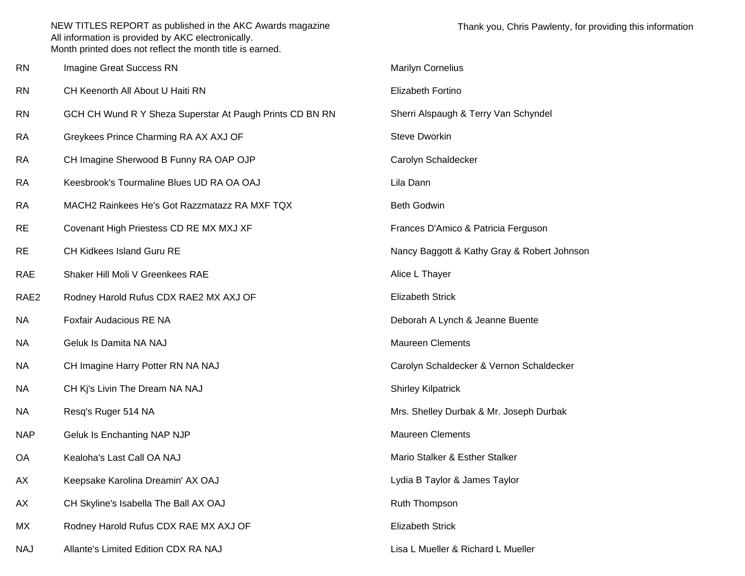NEW TITLES REPORT as published in the AKC Awards magazine
All information is provided by AKC electronically.
Month printed does not reflect the month title is earned.

Thank you, Chris Pawlenty, for providing this information

| Title | Dog | Owner(s) |
|---|---|---|
| RN | Imagine Great Success RN | Marilyn Cornelius |
| RN | CH Keenorth All About U Haiti RN | Elizabeth Fortino |
| RN | GCH CH Wund R Y Sheza Superstar At Paugh Prints CD BN RN | Sherri Alspaugh & Terry Van Schyndel |
| RA | Greykees Prince Charming RA AX AXJ OF | Steve Dworkin |
| RA | CH Imagine Sherwood B Funny RA OAP OJP | Carolyn Schaldecker |
| RA | Keesbrook's Tourmaline Blues UD RA OA OAJ | Lila Dann |
| RA | MACH2 Rainkees He's Got Razzmatazz RA MXF TQX | Beth Godwin |
| RE | Covenant High Priestess CD RE MX MXJ XF | Frances D'Amico & Patricia Ferguson |
| RE | CH Kidkees Island Guru RE | Nancy Baggott & Kathy Gray & Robert Johnson |
| RAE | Shaker Hill Moli V Greenkees RAE | Alice L Thayer |
| RAE2 | Rodney Harold Rufus CDX RAE2 MX AXJ OF | Elizabeth Strick |
| NA | Foxfair Audacious RE NA | Deborah A Lynch & Jeanne Buente |
| NA | Geluk Is Damita NA NAJ | Maureen Clements |
| NA | CH Imagine Harry Potter RN NA NAJ | Carolyn Schaldecker & Vernon Schaldecker |
| NA | CH Kj's Livin The Dream NA NAJ | Shirley Kilpatrick |
| NA | Resq's Ruger 514 NA | Mrs. Shelley Durbak & Mr. Joseph Durbak |
| NAP | Geluk Is Enchanting NAP NJP | Maureen Clements |
| OA | Kealoha's Last Call OA NAJ | Mario Stalker & Esther Stalker |
| AX | Keepsake Karolina Dreamin' AX OAJ | Lydia B Taylor & James Taylor |
| AX | CH Skyline's Isabella The Ball AX OAJ | Ruth Thompson |
| MX | Rodney Harold Rufus CDX RAE MX AXJ OF | Elizabeth Strick |
| NAJ | Allante's Limited Edition CDX RA NAJ | Lisa L Mueller & Richard L Mueller |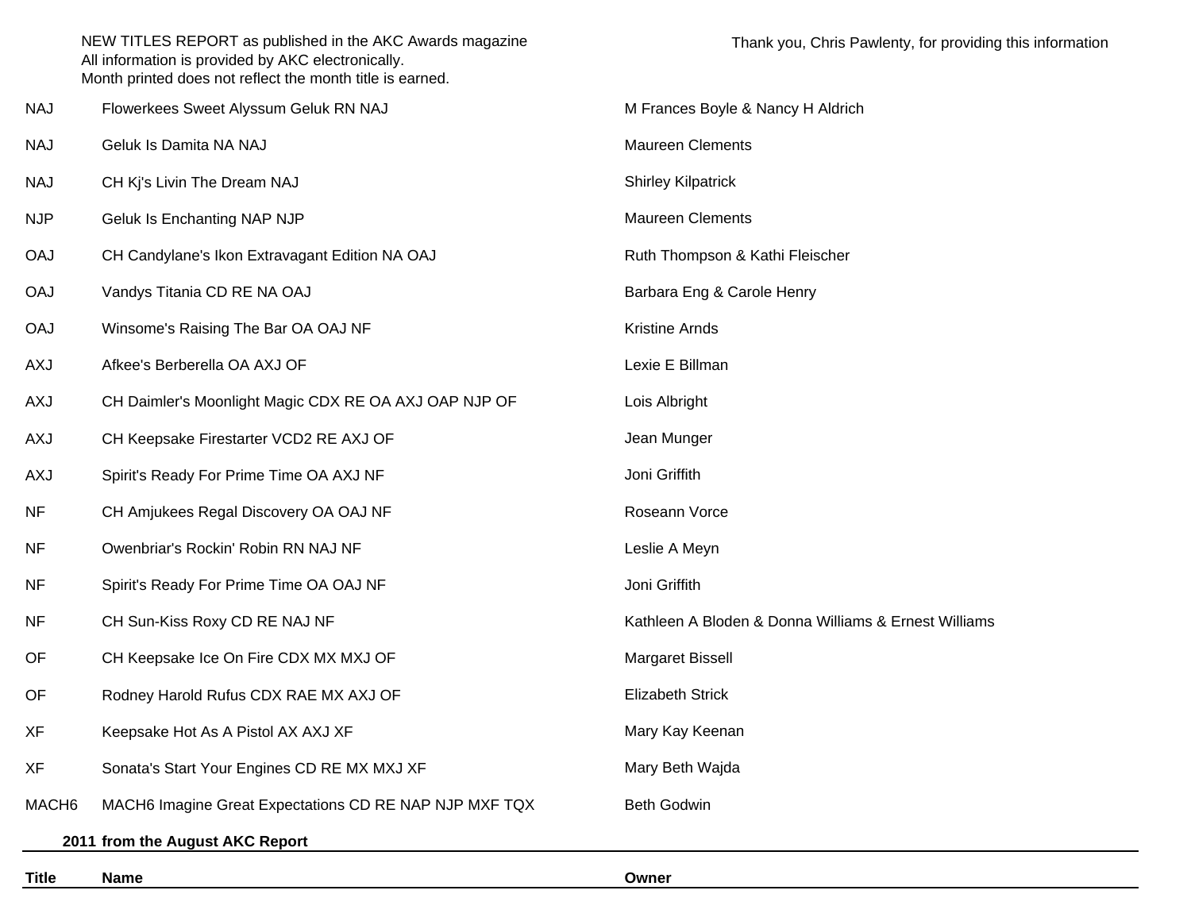NEW TITLES REPORT as published in the AKC Awards magazine
All information is provided by AKC electronically.
Month printed does not reflect the month title is earned.

Thank you, Chris Pawlenty, for providing this information

| Title | Name | Owner |
|---|---|---|
| NAJ | Flowerkees Sweet Alyssum Geluk RN NAJ | M Frances Boyle & Nancy H Aldrich |
| NAJ | Geluk Is Damita NA NAJ | Maureen Clements |
| NAJ | CH Kj's Livin The Dream NAJ | Shirley Kilpatrick |
| NJP | Geluk Is Enchanting NAP NJP | Maureen Clements |
| OAJ | CH Candylane's Ikon Extravagant Edition NA OAJ | Ruth Thompson & Kathi Fleischer |
| OAJ | Vandys Titania CD RE NA OAJ | Barbara Eng & Carole Henry |
| OAJ | Winsome's Raising The Bar OA OAJ NF | Kristine Arnds |
| AXJ | Afkee's Berberella OA AXJ OF | Lexie E Billman |
| AXJ | CH Daimler's Moonlight Magic CDX RE OA AXJ OAP NJP OF | Lois Albright |
| AXJ | CH Keepsake Firestarter VCD2 RE AXJ OF | Jean Munger |
| AXJ | Spirit's Ready For Prime Time OA AXJ NF | Joni Griffith |
| NF | CH Amjukees Regal Discovery OA OAJ NF | Roseann Vorce |
| NF | Owenbriar's Rockin' Robin RN NAJ NF | Leslie A Meyn |
| NF | Spirit's Ready For Prime Time OA OAJ NF | Joni Griffith |
| NF | CH Sun-Kiss Roxy CD RE NAJ NF | Kathleen A Bloden & Donna Williams & Ernest Williams |
| OF | CH Keepsake Ice On Fire CDX MX MXJ OF | Margaret Bissell |
| OF | Rodney Harold Rufus CDX RAE MX AXJ OF | Elizabeth Strick |
| XF | Keepsake Hot As A Pistol AX AXJ XF | Mary Kay Keenan |
| XF | Sonata's Start Your Engines CD RE MX MXJ XF | Mary Beth Wajda |
| MACH6 | MACH6 Imagine Great Expectations CD RE NAP NJP MXF TQX | Beth Godwin |

**2011 from the August AKC Report**

| Title | Name | Owner |
|---|---|---|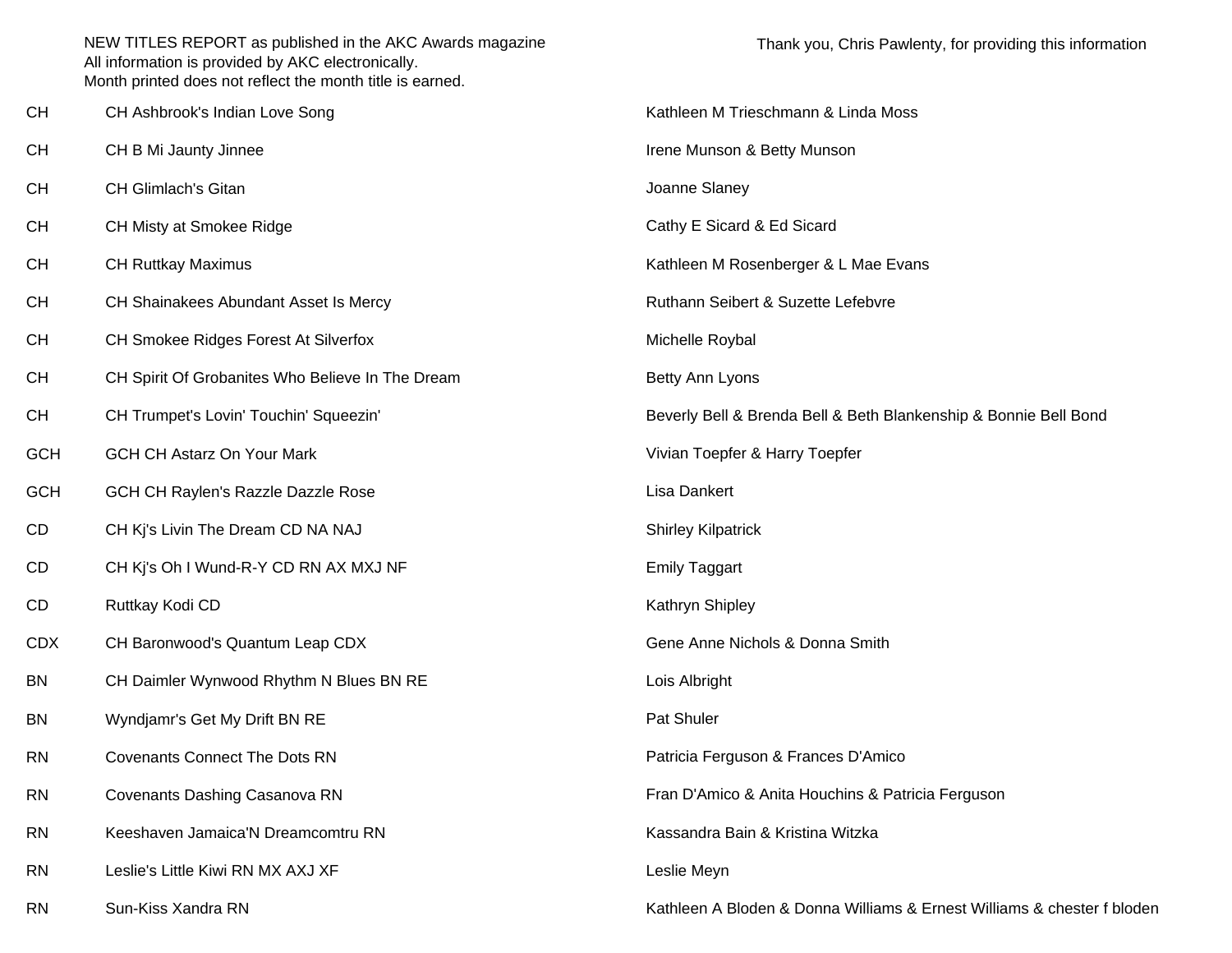NEW TITLES REPORT as published in the AKC Awards magazine
All information is provided by AKC electronically.
Month printed does not reflect the month title is earned.

Thank you, Chris Pawlenty, for providing this information

| | | |
|---|---|---|
| CH | CH Ashbrook's Indian Love Song | Kathleen M Trieschmann & Linda Moss |
| CH | CH B Mi Jaunty Jinnee | Irene Munson & Betty Munson |
| CH | CH Glimlach's Gitan | Joanne Slaney |
| CH | CH Misty at Smokee Ridge | Cathy E Sicard & Ed Sicard |
| CH | CH Ruttkay Maximus | Kathleen M Rosenberger & L Mae Evans |
| CH | CH Shainakees Abundant Asset Is Mercy | Ruthann Seibert & Suzette Lefebvre |
| CH | CH Smokee Ridges Forest At Silverfox | Michelle Roybal |
| CH | CH Spirit Of Grobanites Who Believe In The Dream | Betty Ann Lyons |
| CH | CH Trumpet's Lovin' Touchin' Squeezin' | Beverly Bell & Brenda Bell & Beth Blankenship & Bonnie Bell Bond |
| GCH | GCH CH Astarz On Your Mark | Vivian Toepfer & Harry Toepfer |
| GCH | GCH CH Raylen's Razzle Dazzle Rose | Lisa Dankert |
| CD | CH Kj's Livin The Dream CD NA NAJ | Shirley Kilpatrick |
| CD | CH Kj's Oh I Wund-R-Y CD RN AX MXJ NF | Emily Taggart |
| CD | Ruttkay Kodi CD | Kathryn Shipley |
| CDX | CH Baronwood's Quantum Leap CDX | Gene Anne Nichols & Donna Smith |
| BN | CH Daimler Wynwood Rhythm N Blues BN RE | Lois Albright |
| BN | Wyndjamr's Get My Drift BN RE | Pat Shuler |
| RN | Covenants Connect The Dots RN | Patricia Ferguson & Frances D'Amico |
| RN | Covenants Dashing Casanova RN | Fran D'Amico & Anita Houchins & Patricia Ferguson |
| RN | Keeshaven Jamaica'N Dreamcomtru RN | Kassandra Bain & Kristina Witzka |
| RN | Leslie's Little Kiwi RN MX AXJ XF | Leslie Meyn |
| RN | Sun-Kiss Xandra RN | Kathleen A Bloden & Donna Williams & Ernest Williams & chester f bloden |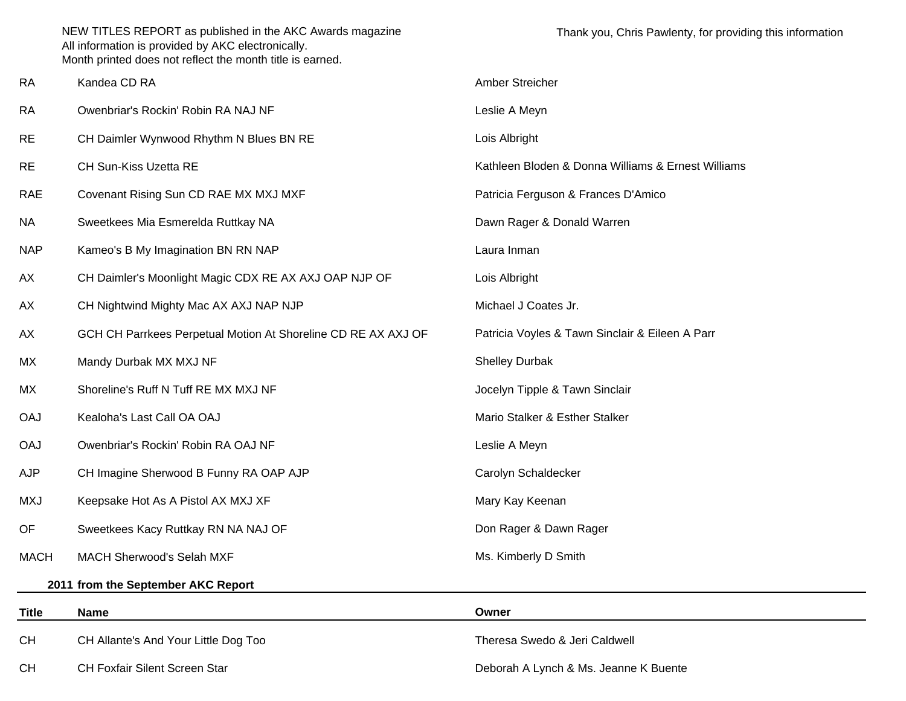NEW TITLES REPORT as published in the AKC Awards magazine
All information is provided by AKC electronically.
Month printed does not reflect the month title is earned.

Thank you, Chris Pawlenty, for providing this information

| | | |
|---|---|---|
| RA | Kandea CD RA | Amber Streicher |
| RA | Owenbriar's Rockin' Robin RA NAJ NF | Leslie A Meyn |
| RE | CH Daimler Wynwood Rhythm N Blues BN RE | Lois Albright |
| RE | CH Sun-Kiss Uzetta RE | Kathleen Bloden & Donna Williams & Ernest Williams |
| RAE | Covenant Rising Sun CD RAE MX MXJ MXF | Patricia Ferguson & Frances D'Amico |
| NA | Sweetkees Mia Esmerelda Ruttkay NA | Dawn Rager & Donald Warren |
| NAP | Kameo's B My Imagination BN RN NAP | Laura Inman |
| AX | CH Daimler's Moonlight Magic CDX RE AX AXJ OAP NJP OF | Lois Albright |
| AX | CH Nightwind Mighty Mac AX AXJ NAP NJP | Michael J Coates Jr. |
| AX | GCH CH Parrkees Perpetual Motion At Shoreline CD RE AX AXJ OF | Patricia Voyles & Tawn Sinclair & Eileen A Parr |
| MX | Mandy Durbak MX MXJ NF | Shelley Durbak |
| MX | Shoreline's Ruff N Tuff RE MX MXJ NF | Jocelyn Tipple & Tawn Sinclair |
| OAJ | Kealoha's Last Call OA OAJ | Mario Stalker & Esther Stalker |
| OAJ | Owenbriar's Rockin' Robin RA OAJ NF | Leslie A Meyn |
| AJP | CH Imagine Sherwood B Funny RA OAP AJP | Carolyn Schaldecker |
| MXJ | Keepsake Hot As A Pistol AX MXJ XF | Mary Kay Keenan |
| OF | Sweetkees Kacy Ruttkay RN NA NAJ OF | Don Rager & Dawn Rager |
| MACH | MACH Sherwood's Selah MXF | Ms. Kimberly D Smith |

**2011 from the September AKC Report**

| Title | Name | Owner |
|---|---|---|
| CH | CH Allante's And Your Little Dog Too | Theresa Swedo & Jeri Caldwell |
| CH | CH Foxfair Silent Screen Star | Deborah A Lynch & Ms. Jeanne K Buente |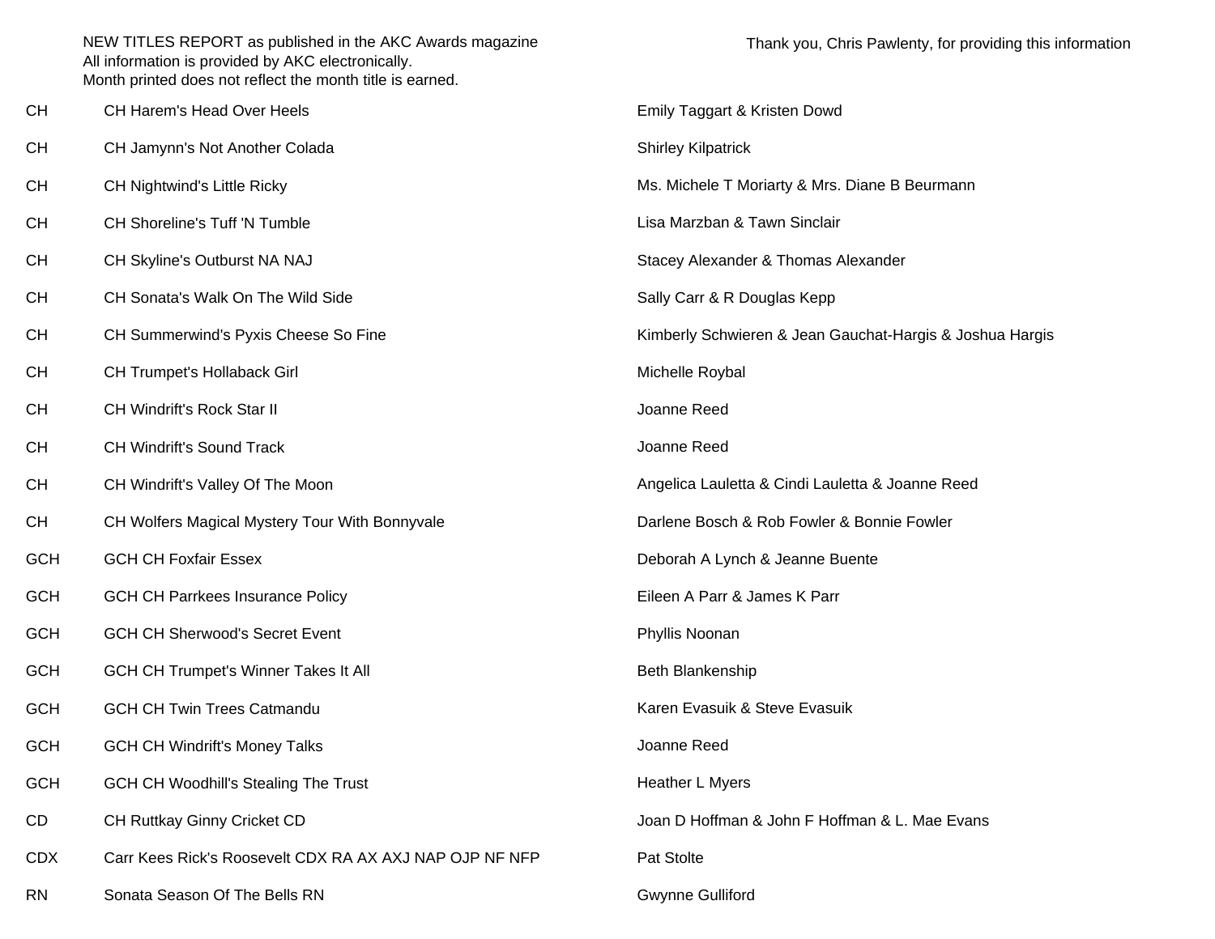NEW TITLES REPORT as published in the AKC Awards magazine
All information is provided by AKC electronically.
Month printed does not reflect the month title is earned.

Thank you, Chris Pawlenty, for providing this information

| | | |
|---|---|---|
| CH | CH Harem's Head Over Heels | Emily Taggart & Kristen Dowd |
| CH | CH Jamynn's Not Another Colada | Shirley Kilpatrick |
| CH | CH Nightwind's Little Ricky | Ms. Michele T Moriarty & Mrs. Diane B Beurmann |
| CH | CH Shoreline's Tuff 'N Tumble | Lisa Marzban & Tawn Sinclair |
| CH | CH Skyline's Outburst NA NAJ | Stacey Alexander & Thomas Alexander |
| CH | CH Sonata's Walk On The Wild Side | Sally Carr & R Douglas Kepp |
| CH | CH Summerwind's Pyxis Cheese So Fine | Kimberly Schwieren & Jean Gauchat-Hargis & Joshua Hargis |
| CH | CH Trumpet's Hollaback Girl | Michelle Roybal |
| CH | CH Windrift's Rock Star II | Joanne Reed |
| CH | CH Windrift's Sound Track | Joanne Reed |
| CH | CH Windrift's Valley Of The Moon | Angelica Lauletta & Cindi Lauletta & Joanne Reed |
| CH | CH Wolfers Magical Mystery Tour With Bonnyvale | Darlene Bosch & Rob Fowler & Bonnie Fowler |
| GCH | GCH CH Foxfair Essex | Deborah A Lynch & Jeanne Buente |
| GCH | GCH CH Parrkees Insurance Policy | Eileen A Parr & James K Parr |
| GCH | GCH CH Sherwood's Secret Event | Phyllis Noonan |
| GCH | GCH CH Trumpet's Winner Takes It All | Beth Blankenship |
| GCH | GCH CH Twin Trees Catmandu | Karen Evasuik & Steve Evasuik |
| GCH | GCH CH Windrift's Money Talks | Joanne Reed |
| GCH | GCH CH Woodhill's Stealing The Trust | Heather L Myers |
| CD | CH Ruttkay Ginny Cricket CD | Joan D Hoffman & John F Hoffman & L. Mae Evans |
| CDX | Carr Kees Rick's Roosevelt CDX RA AX AXJ NAP OJP NF NFP | Pat Stolte |
| RN | Sonata Season Of The Bells RN | Gwynne Gulliford |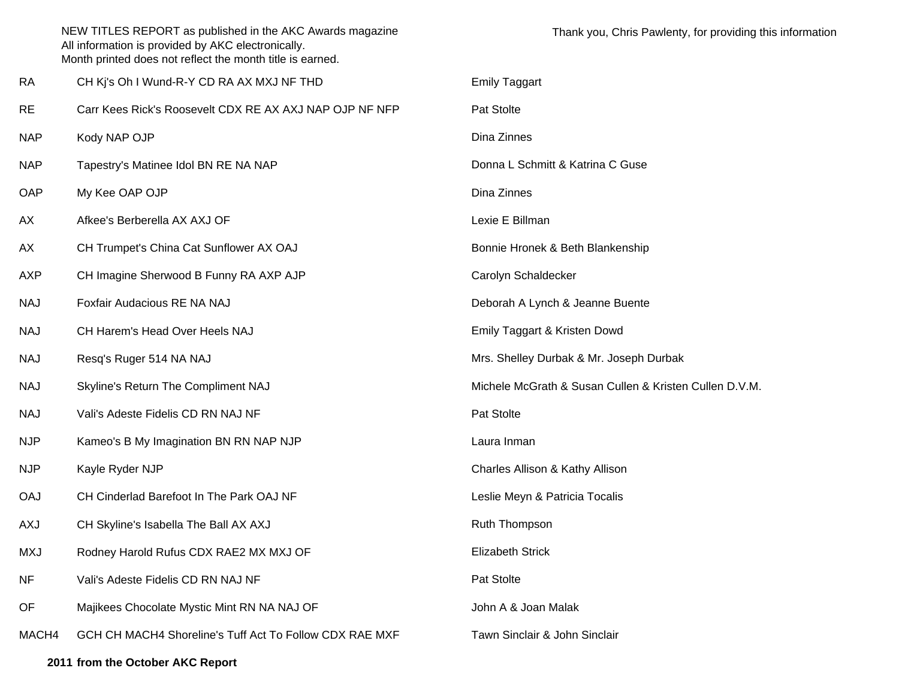NEW TITLES REPORT as published in the AKC Awards magazine
All information is provided by AKC electronically.
Month printed does not reflect the month title is earned.

Thank you, Chris Pawlenty, for providing this information

| Title | Dog | Owner(s) |
|---|---|---|
| RA | CH Kj's Oh I Wund-R-Y CD RA AX MXJ NF THD | Emily Taggart |
| RE | Carr Kees Rick's Roosevelt CDX RE AX AXJ NAP OJP NF NFP | Pat Stolte |
| NAP | Kody NAP OJP | Dina Zinnes |
| NAP | Tapestry's Matinee Idol BN RE NA NAP | Donna L Schmitt & Katrina C Guse |
| OAP | My Kee OAP OJP | Dina Zinnes |
| AX | Afkee's Berberella AX AXJ OF | Lexie E Billman |
| AX | CH Trumpet's China Cat Sunflower AX OAJ | Bonnie Hronek & Beth Blankenship |
| AXP | CH Imagine Sherwood B Funny RA AXP AJP | Carolyn Schaldecker |
| NAJ | Foxfair Audacious RE NA NAJ | Deborah A Lynch & Jeanne Buente |
| NAJ | CH Harem's Head Over Heels NAJ | Emily Taggart & Kristen Dowd |
| NAJ | Resq's Ruger 514 NA NAJ | Mrs. Shelley Durbak & Mr. Joseph Durbak |
| NAJ | Skyline's Return The Compliment NAJ | Michele McGrath & Susan Cullen & Kristen Cullen D.V.M. |
| NAJ | Vali's Adeste Fidelis CD RN NAJ NF | Pat Stolte |
| NJP | Kameo's B My Imagination BN RN NAP NJP | Laura Inman |
| NJP | Kayle Ryder NJP | Charles Allison & Kathy Allison |
| OAJ | CH Cinderlad Barefoot In The Park OAJ NF | Leslie Meyn & Patricia Tocalis |
| AXJ | CH Skyline's Isabella The Ball AX AXJ | Ruth Thompson |
| MXJ | Rodney Harold Rufus CDX RAE2 MX MXJ OF | Elizabeth Strick |
| NF | Vali's Adeste Fidelis CD RN NAJ NF | Pat Stolte |
| OF | Majikees Chocolate Mystic Mint RN NA NAJ OF | John A & Joan Malak |
| MACH4 | GCH CH MACH4 Shoreline's Tuff Act To Follow CDX RAE MXF | Tawn Sinclair & John Sinclair |

**2011 from the October AKC Report**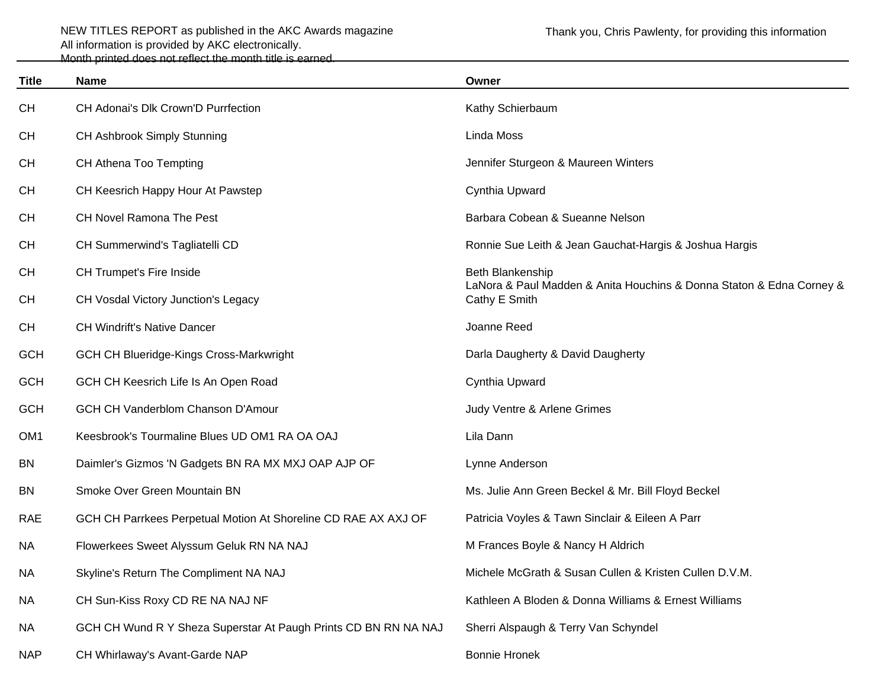NEW TITLES REPORT as published in the AKC Awards magazine
All information is provided by AKC electronically.
Month printed does not reflect the month title is earned.

Thank you, Chris Pawlenty, for providing this information

| Title | Name | Owner |
| --- | --- | --- |
| CH | CH Adonai's Dlk Crown'D Purrfection | Kathy Schierbaum |
| CH | CH Ashbrook Simply Stunning | Linda Moss |
| CH | CH Athena Too Tempting | Jennifer Sturgeon & Maureen Winters |
| CH | CH Keesrich Happy Hour At Pawstep | Cynthia Upward |
| CH | CH Novel Ramona The Pest | Barbara Cobean & Sueanne Nelson |
| CH | CH Summerwind's Tagliatelli CD | Ronnie Sue Leith & Jean Gauchat-Hargis & Joshua Hargis |
| CH | CH Trumpet's Fire Inside | Beth Blankenship |
| CH | CH Vosdal Victory Junction's Legacy | LaNora & Paul Madden & Anita Houchins & Donna Staton & Edna Corney & Cathy E Smith |
| CH | CH Windrift's Native Dancer | Joanne Reed |
| GCH | GCH CH Blueridge-Kings Cross-Markwright | Darla Daugherty & David Daugherty |
| GCH | GCH CH Keesrich Life Is An Open Road | Cynthia Upward |
| GCH | GCH CH Vanderblom Chanson D'Amour | Judy Ventre & Arlene Grimes |
| OM1 | Keesbrook's Tourmaline Blues UD OM1 RA OA OAJ | Lila Dann |
| BN | Daimler's Gizmos 'N Gadgets BN RA MX MXJ OAP AJP OF | Lynne Anderson |
| BN | Smoke Over Green Mountain BN | Ms. Julie Ann Green Beckel & Mr. Bill Floyd Beckel |
| RAE | GCH CH Parrkees Perpetual Motion At Shoreline CD RAE AX AXJ OF | Patricia Voyles & Tawn Sinclair & Eileen A Parr |
| NA | Flowerkees Sweet Alyssum Geluk RN NA NAJ | M Frances Boyle & Nancy H Aldrich |
| NA | Skyline's Return The Compliment NA NAJ | Michele McGrath & Susan Cullen & Kristen Cullen D.V.M. |
| NA | CH Sun-Kiss Roxy CD RE NA NAJ NF | Kathleen A Bloden & Donna Williams & Ernest Williams |
| NA | GCH CH Wund R Y Sheza Superstar At Paugh Prints CD BN RN NA NAJ | Sherri Alspaugh & Terry Van Schyndel |
| NAP | CH Whirlaway's Avant-Garde NAP | Bonnie Hronek |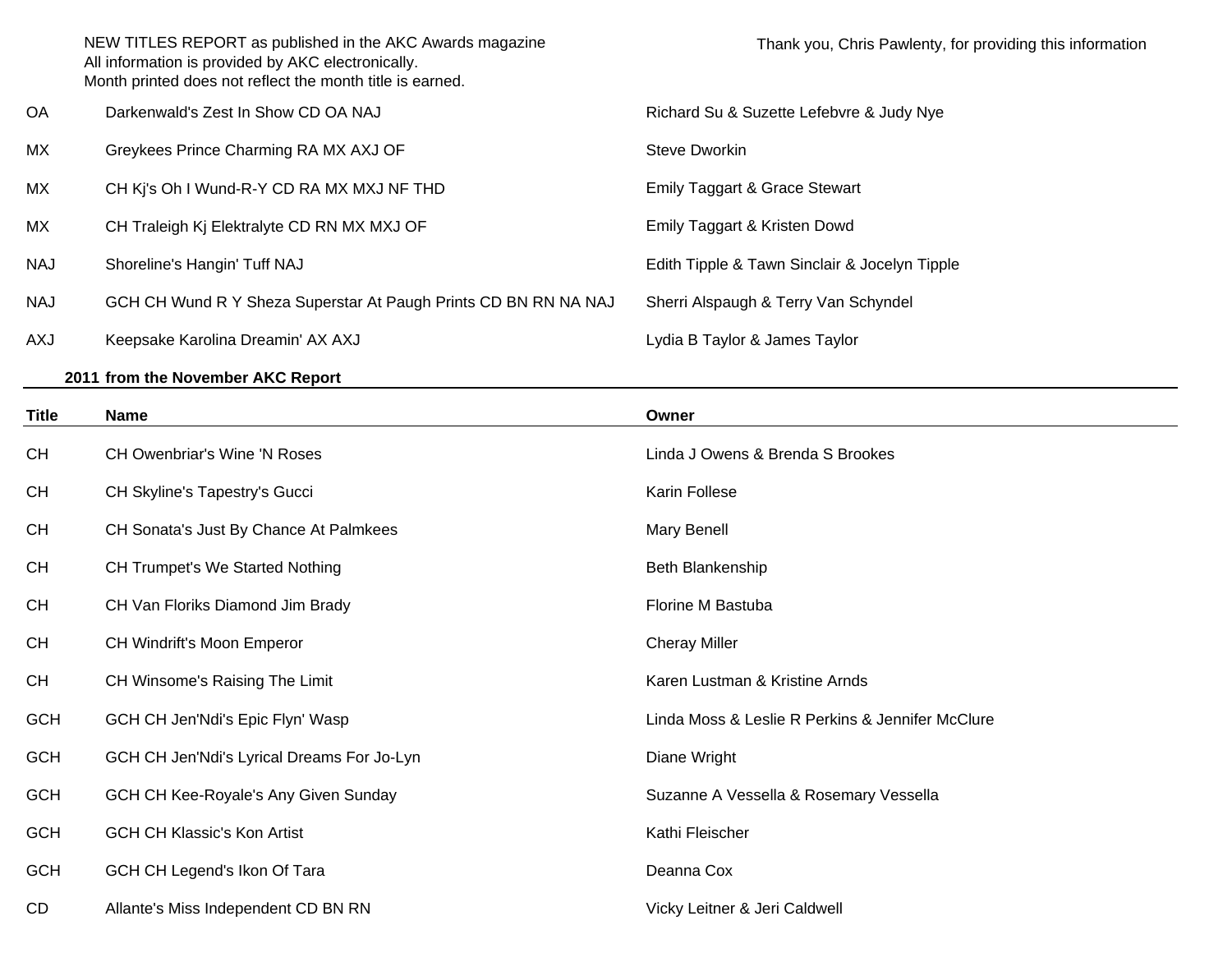NEW TITLES REPORT as published in the AKC Awards magazine
All information is provided by AKC electronically.
Month printed does not reflect the month title is earned.

Thank you, Chris Pawlenty, for providing this information

| | | |
|---|---|---|
| OA | Darkenwald's Zest In Show CD OA NAJ | Richard Su & Suzette Lefebvre & Judy Nye |
| MX | Greykees Prince Charming RA MX AXJ OF | Steve Dworkin |
| MX | CH Kj's Oh I Wund-R-Y CD RA MX MXJ NF THD | Emily Taggart & Grace Stewart |
| MX | CH Traleigh Kj Elektralyte CD RN MX MXJ OF | Emily Taggart & Kristen Dowd |
| NAJ | Shoreline's Hangin' Tuff NAJ | Edith Tipple & Tawn Sinclair & Jocelyn Tipple |
| NAJ | GCH CH Wund R Y Sheza Superstar At Paugh Prints CD BN RN NA NAJ | Sherri Alspaugh & Terry Van Schyndel |
| AXJ | Keepsake Karolina Dreamin' AX AXJ | Lydia B Taylor & James Taylor |

**2011 from the November AKC Report**

| Title | Name | Owner |
|---|---|---|
| CH | CH Owenbriar's Wine 'N Roses | Linda J Owens & Brenda S Brookes |
| CH | CH Skyline's Tapestry's Gucci | Karin Follese |
| CH | CH Sonata's Just By Chance At Palmkees | Mary Benell |
| CH | CH Trumpet's We Started Nothing | Beth Blankenship |
| CH | CH Van Floriks Diamond Jim Brady | Florine M Bastuba |
| CH | CH Windrift's Moon Emperor | Cheray Miller |
| CH | CH Winsome's Raising The Limit | Karen Lustman & Kristine Arnds |
| GCH | GCH CH Jen'Ndi's Epic Flyn' Wasp | Linda Moss & Leslie R Perkins & Jennifer McClure |
| GCH | GCH CH Jen'Ndi's Lyrical Dreams For Jo-Lyn | Diane Wright |
| GCH | GCH CH Kee-Royale's Any Given Sunday | Suzanne A Vessella & Rosemary Vessella |
| GCH | GCH CH Klassic's Kon Artist | Kathi Fleischer |
| GCH | GCH CH Legend's Ikon Of Tara | Deanna Cox |
| CD | Allante's Miss Independent CD BN RN | Vicky Leitner & Jeri Caldwell |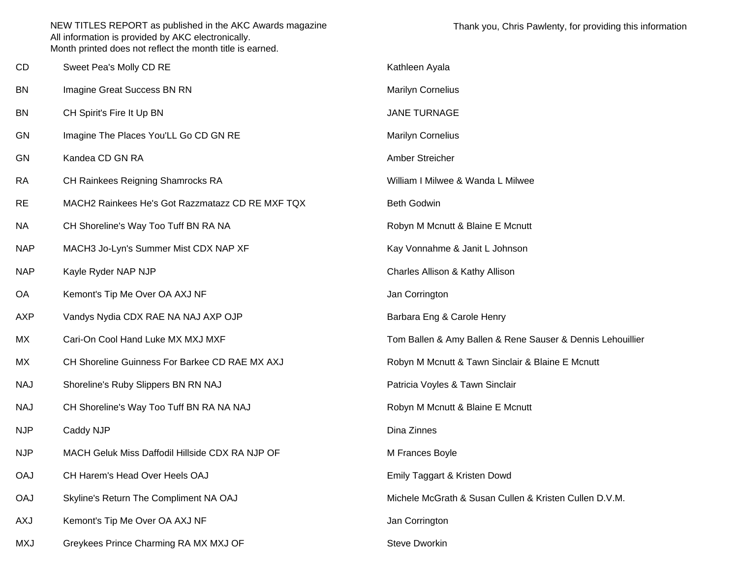NEW TITLES REPORT as published in the AKC Awards magazine
All information is provided by AKC electronically.
Month printed does not reflect the month title is earned.

Thank you, Chris Pawlenty, for providing this information

| | | |
|---|---|---|
| CD | Sweet Pea's Molly CD RE | Kathleen Ayala |
| BN | Imagine Great Success BN RN | Marilyn Cornelius |
| BN | CH Spirit's Fire It Up BN | JANE TURNAGE |
| GN | Imagine The Places You'LL Go CD GN RE | Marilyn Cornelius |
| GN | Kandea CD GN RA | Amber Streicher |
| RA | CH Rainkees Reigning Shamrocks RA | William I Milwee & Wanda L Milwee |
| RE | MACH2 Rainkees He's Got Razzmatazz CD RE MXF TQX | Beth Godwin |
| NA | CH Shoreline's Way Too Tuff BN RA NA | Robyn M Mcnutt & Blaine E Mcnutt |
| NAP | MACH3 Jo-Lyn's Summer Mist CDX NAP XF | Kay Vonnahme & Janit L Johnson |
| NAP | Kayle Ryder NAP NJP | Charles Allison & Kathy Allison |
| OA | Kemont's Tip Me Over OA AXJ NF | Jan Corrington |
| AXP | Vandys Nydia CDX RAE NA NAJ AXP OJP | Barbara Eng & Carole Henry |
| MX | Cari-On Cool Hand Luke MX MXJ MXF | Tom Ballen & Amy Ballen & Rene Sauser & Dennis Lehouillier |
| MX | CH Shoreline Guinness For Barkee CD RAE MX AXJ | Robyn M Mcnutt & Tawn Sinclair & Blaine E Mcnutt |
| NAJ | Shoreline's Ruby Slippers BN RN NAJ | Patricia Voyles & Tawn Sinclair |
| NAJ | CH Shoreline's Way Too Tuff BN RA NA NAJ | Robyn M Mcnutt & Blaine E Mcnutt |
| NJP | Caddy NJP | Dina Zinnes |
| NJP | MACH Geluk Miss Daffodil Hillside CDX RA NJP OF | M Frances Boyle |
| OAJ | CH Harem's Head Over Heels OAJ | Emily Taggart & Kristen Dowd |
| OAJ | Skyline's Return The Compliment NA OAJ | Michele McGrath & Susan Cullen & Kristen Cullen D.V.M. |
| AXJ | Kemont's Tip Me Over OA AXJ NF | Jan Corrington |
| MXJ | Greykees Prince Charming RA MX MXJ OF | Steve Dworkin |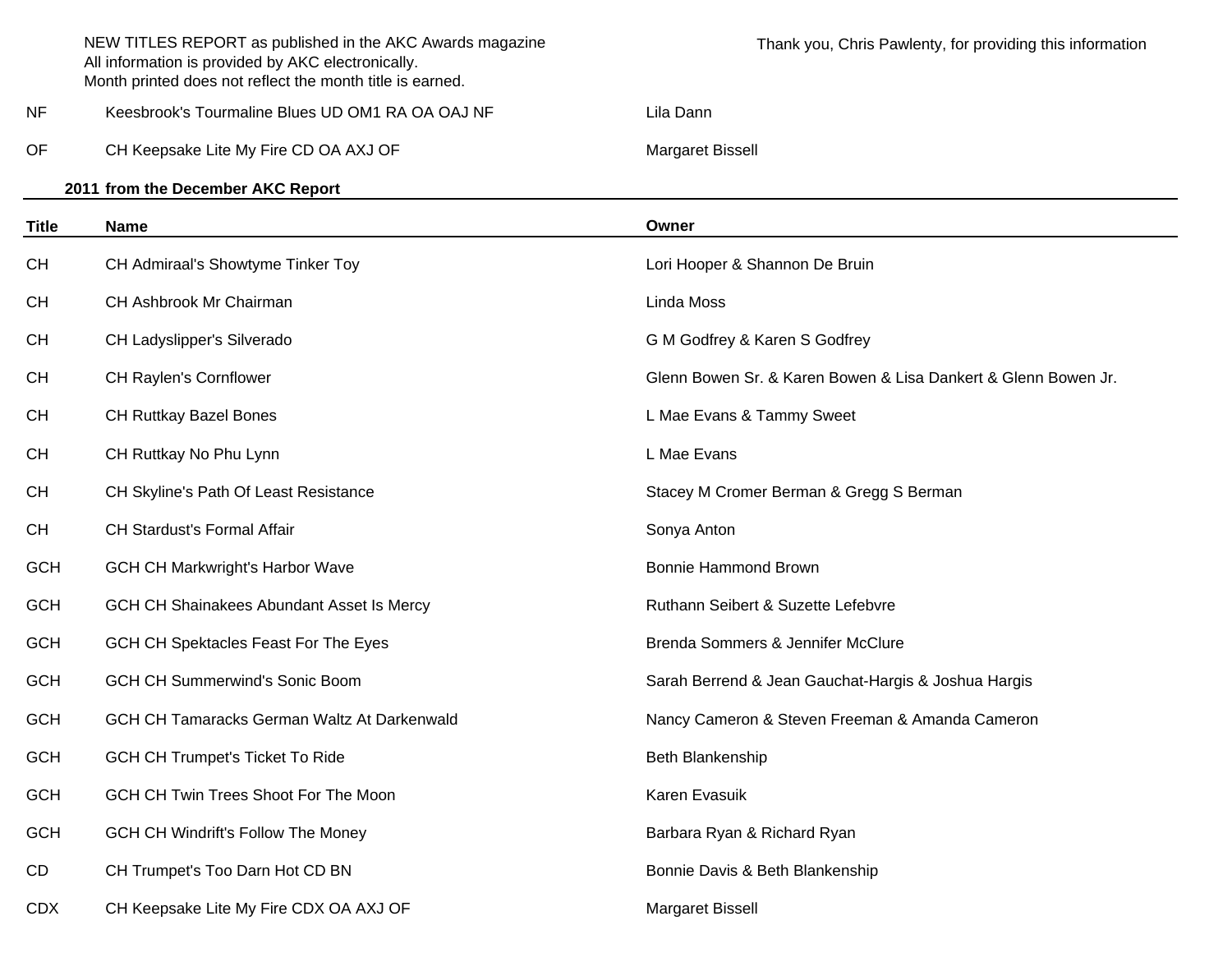NEW TITLES REPORT as published in the AKC Awards magazine
All information is provided by AKC electronically.
Month printed does not reflect the month title is earned.

Thank you, Chris Pawlenty, for providing this information

| | | |
|---|---|---|
| NF | Keesbrook's Tourmaline Blues UD OM1 RA OA OAJ NF | Lila Dann |
| OF | CH Keepsake Lite My Fire CD OA AXJ OF | Margaret Bissell |

**2011 from the December AKC Report**

| Title | Name | Owner |
|---|---|---|
| CH | CH Admiraal's Showtyme Tinker Toy | Lori Hooper & Shannon De Bruin |
| CH | CH Ashbrook Mr Chairman | Linda Moss |
| CH | CH Ladyslipper's Silverado | G M Godfrey & Karen S Godfrey |
| CH | CH Raylen's Cornflower | Glenn Bowen Sr. & Karen Bowen & Lisa Dankert & Glenn Bowen Jr. |
| CH | CH Ruttkay Bazel Bones | L Mae Evans & Tammy Sweet |
| CH | CH Ruttkay No Phu Lynn | L Mae Evans |
| CH | CH Skyline's Path Of Least Resistance | Stacey M Cromer Berman & Gregg S Berman |
| CH | CH Stardust's Formal Affair | Sonya Anton |
| GCH | GCH CH Markwright's Harbor Wave | Bonnie Hammond Brown |
| GCH | GCH CH Shainakees Abundant Asset Is Mercy | Ruthann Seibert & Suzette Lefebvre |
| GCH | GCH CH Spektacles Feast For The Eyes | Brenda Sommers & Jennifer McClure |
| GCH | GCH CH Summerwind's Sonic Boom | Sarah Berrend & Jean Gauchat-Hargis & Joshua Hargis |
| GCH | GCH CH Tamaracks German Waltz At Darkenwald | Nancy Cameron & Steven Freeman & Amanda Cameron |
| GCH | GCH CH Trumpet's Ticket To Ride | Beth Blankenship |
| GCH | GCH CH Twin Trees Shoot For The Moon | Karen Evasuik |
| GCH | GCH CH Windrift's Follow The Money | Barbara Ryan & Richard Ryan |
| CD | CH Trumpet's Too Darn Hot CD BN | Bonnie Davis & Beth Blankenship |
| CDX | CH Keepsake Lite My Fire CDX OA AXJ OF | Margaret Bissell |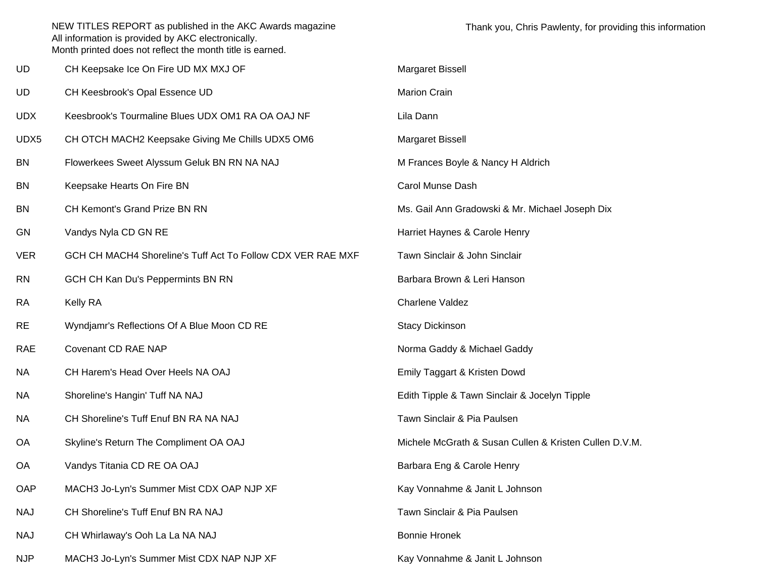NEW TITLES REPORT as published in the AKC Awards magazine
All information is provided by AKC electronically.
Month printed does not reflect the month title is earned.

Thank you, Chris Pawlenty, for providing this information

| Title | Dog | Owner(s) |
|---|---|---|
| UD | CH Keepsake Ice On Fire UD MX MXJ OF | Margaret Bissell |
| UD | CH Keesbrook's Opal Essence UD | Marion Crain |
| UDX | Keesbrook's Tourmaline Blues UDX OM1 RA OA OAJ NF | Lila Dann |
| UDX5 | CH OTCH MACH2 Keepsake Giving Me Chills UDX5 OM6 | Margaret Bissell |
| BN | Flowerkees Sweet Alyssum Geluk BN RN NA NAJ | M Frances Boyle & Nancy H Aldrich |
| BN | Keepsake Hearts On Fire BN | Carol Munse Dash |
| BN | CH Kemont's Grand Prize BN RN | Ms. Gail Ann Gradowski & Mr. Michael Joseph Dix |
| GN | Vandys Nyla CD GN RE | Harriet Haynes & Carole Henry |
| VER | GCH CH MACH4 Shoreline's Tuff Act To Follow CDX VER RAE MXF | Tawn Sinclair & John Sinclair |
| RN | GCH CH Kan Du's Peppermints BN RN | Barbara Brown & Leri Hanson |
| RA | Kelly RA | Charlene Valdez |
| RE | Wyndjamr's Reflections Of A Blue Moon CD RE | Stacy Dickinson |
| RAE | Covenant CD RAE NAP | Norma Gaddy & Michael Gaddy |
| NA | CH Harem's Head Over Heels NA OAJ | Emily Taggart & Kristen Dowd |
| NA | Shoreline's Hangin' Tuff NA NAJ | Edith Tipple & Tawn Sinclair & Jocelyn Tipple |
| NA | CH Shoreline's Tuff Enuf BN RA NA NAJ | Tawn Sinclair & Pia Paulsen |
| OA | Skyline's Return The Compliment OA OAJ | Michele McGrath & Susan Cullen & Kristen Cullen D.V.M. |
| OA | Vandys Titania CD RE OA OAJ | Barbara Eng & Carole Henry |
| OAP | MACH3 Jo-Lyn's Summer Mist CDX OAP NJP XF | Kay Vonnahme & Janit L Johnson |
| NAJ | CH Shoreline's Tuff Enuf BN RA NAJ | Tawn Sinclair & Pia Paulsen |
| NAJ | CH Whirlaway's Ooh La La NA NAJ | Bonnie Hronek |
| NJP | MACH3 Jo-Lyn's Summer Mist CDX NAP NJP XF | Kay Vonnahme & Janit L Johnson |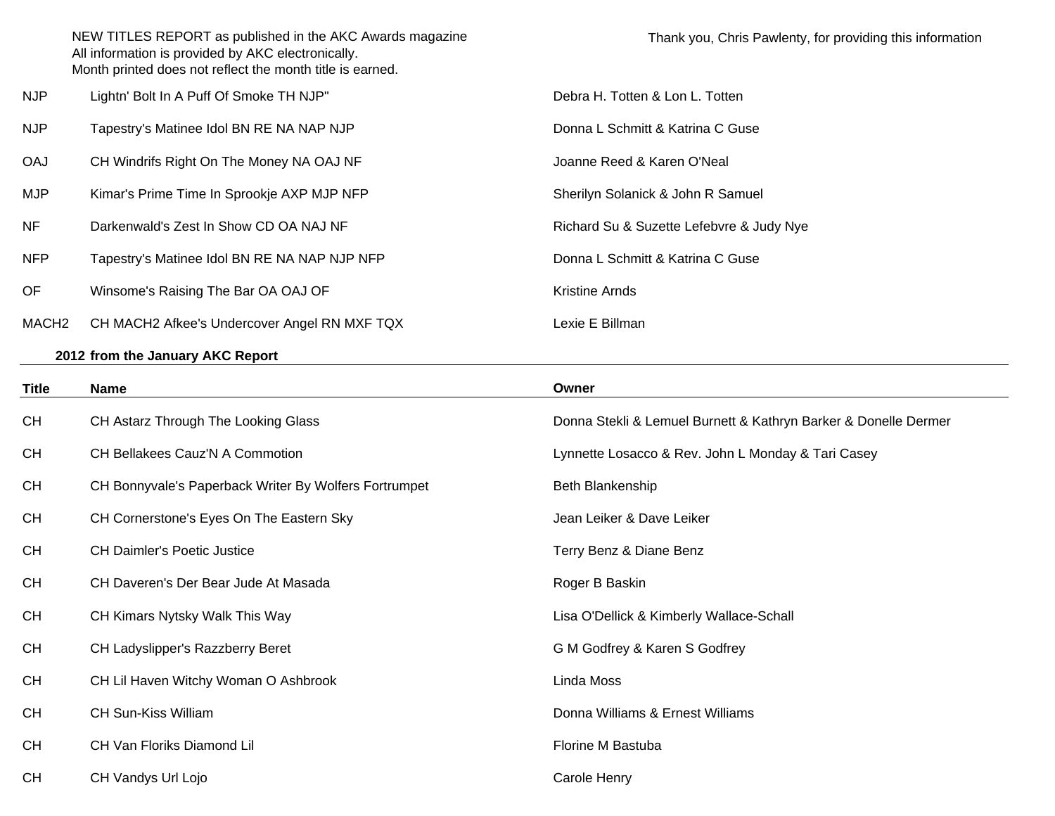NEW TITLES REPORT as published in the AKC Awards magazine
All information is provided by AKC electronically.
Month printed does not reflect the month title is earned.

Thank you, Chris Pawlenty, for providing this information

| | | |
|---|---|---|
| NJP | Lightn' Bolt In A Puff Of Smoke TH NJP" | Debra H. Totten & Lon L. Totten |
| NJP | Tapestry's Matinee Idol BN RE NA NAP NJP | Donna L Schmitt & Katrina C Guse |
| OAJ | CH Windrifs Right On The Money NA OAJ NF | Joanne Reed & Karen O'Neal |
| MJP | Kimar's Prime Time In Sprookje AXP MJP NFP | Sherilyn Solanick & John R Samuel |
| NF | Darkenwald's Zest In Show CD OA NAJ NF | Richard Su & Suzette Lefebvre & Judy Nye |
| NFP | Tapestry's Matinee Idol BN RE NA NAP NJP NFP | Donna L Schmitt & Katrina C Guse |
| OF | Winsome's Raising The Bar OA OAJ OF | Kristine Arnds |
| MACH2 | CH MACH2 Afkee's Undercover Angel RN MXF TQX | Lexie E Billman |

**2012 from the January AKC Report**

| Title | Name | Owner |
|---|---|---|
| CH | CH Astarz Through The Looking Glass | Donna Stekli & Lemuel Burnett & Kathryn Barker & Donelle Dermer |
| CH | CH Bellakees Cauz'N A Commotion | Lynnette Losacco & Rev. John L Monday & Tari Casey |
| CH | CH Bonnyvale's Paperback Writer By Wolfers Fortrumpet | Beth Blankenship |
| CH | CH Cornerstone's Eyes On The Eastern Sky | Jean Leiker & Dave Leiker |
| CH | CH Daimler's Poetic Justice | Terry Benz & Diane Benz |
| CH | CH Daveren's Der Bear Jude At Masada | Roger B Baskin |
| CH | CH Kimars Nytsky Walk This Way | Lisa O'Dellick & Kimberly Wallace-Schall |
| CH | CH Ladyslipper's Razzberry Beret | G M Godfrey & Karen S Godfrey |
| CH | CH Lil Haven Witchy Woman O Ashbrook | Linda Moss |
| CH | CH Sun-Kiss William | Donna Williams & Ernest Williams |
| CH | CH Van Floriks Diamond Lil | Florine M Bastuba |
| CH | CH Vandys Url Lojo | Carole Henry |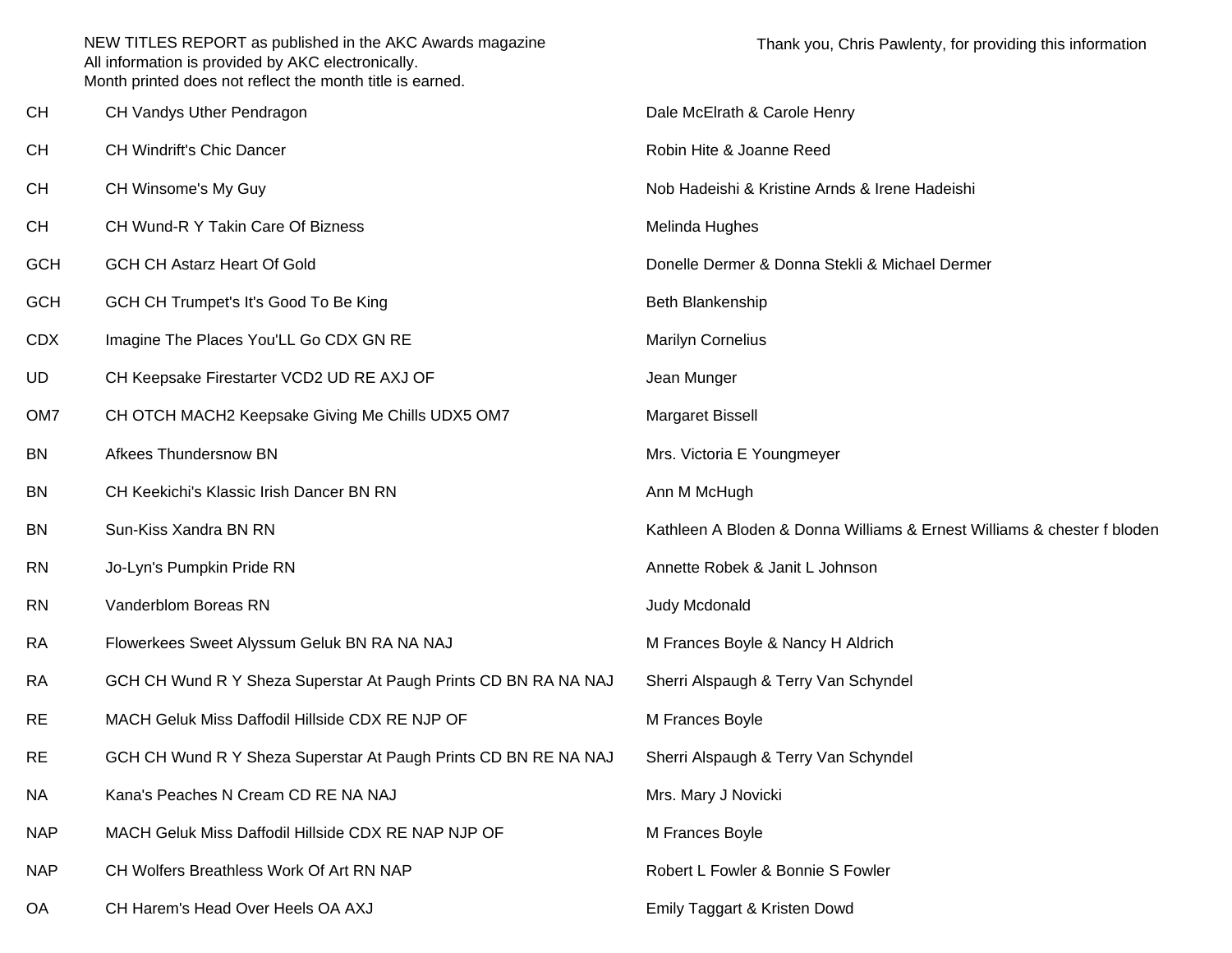NEW TITLES REPORT as published in the AKC Awards magazine
All information is provided by AKC electronically.
Month printed does not reflect the month title is earned.

Thank you, Chris Pawlenty, for providing this information

| Title | Dog | Owner(s) |
|---|---|---|
| CH | CH Vandys Uther Pendragon | Dale McElrath & Carole Henry |
| CH | CH Windrift's Chic Dancer | Robin Hite & Joanne Reed |
| CH | CH Winsome's My Guy | Nob Hadeishi & Kristine Arnds & Irene Hadeishi |
| CH | CH Wund-R Y Takin Care Of Bizness | Melinda Hughes |
| GCH | GCH CH Astarz Heart Of Gold | Donelle Dermer & Donna Stekli & Michael Dermer |
| GCH | GCH CH Trumpet's It's Good To Be King | Beth Blankenship |
| CDX | Imagine The Places You'LL Go CDX GN RE | Marilyn Cornelius |
| UD | CH Keepsake Firestarter VCD2 UD RE AXJ OF | Jean Munger |
| OM7 | CH OTCH MACH2 Keepsake Giving Me Chills UDX5 OM7 | Margaret Bissell |
| BN | Afkees Thundersnow BN | Mrs. Victoria E Youngmeyer |
| BN | CH Keekichi's Klassic Irish Dancer BN RN | Ann M McHugh |
| BN | Sun-Kiss Xandra BN RN | Kathleen A Bloden & Donna Williams & Ernest Williams & chester f bloden |
| RN | Jo-Lyn's Pumpkin Pride RN | Annette Robek & Janit L Johnson |
| RN | Vanderblom Boreas RN | Judy Mcdonald |
| RA | Flowerkees Sweet Alyssum Geluk BN RA NA NAJ | M Frances Boyle & Nancy H Aldrich |
| RA | GCH CH Wund R Y Sheza Superstar At Paugh Prints CD BN RA NA NAJ | Sherri Alspaugh & Terry Van Schyndel |
| RE | MACH Geluk Miss Daffodil Hillside CDX RE NJP OF | M Frances Boyle |
| RE | GCH CH Wund R Y Sheza Superstar At Paugh Prints CD BN RE NA NAJ | Sherri Alspaugh & Terry Van Schyndel |
| NA | Kana's Peaches N Cream CD RE NA NAJ | Mrs. Mary J Novicki |
| NAP | MACH Geluk Miss Daffodil Hillside CDX RE NAP NJP OF | M Frances Boyle |
| NAP | CH Wolfers Breathless Work Of Art RN NAP | Robert L Fowler & Bonnie S Fowler |
| OA | CH Harem's Head Over Heels OA AXJ | Emily Taggart & Kristen Dowd |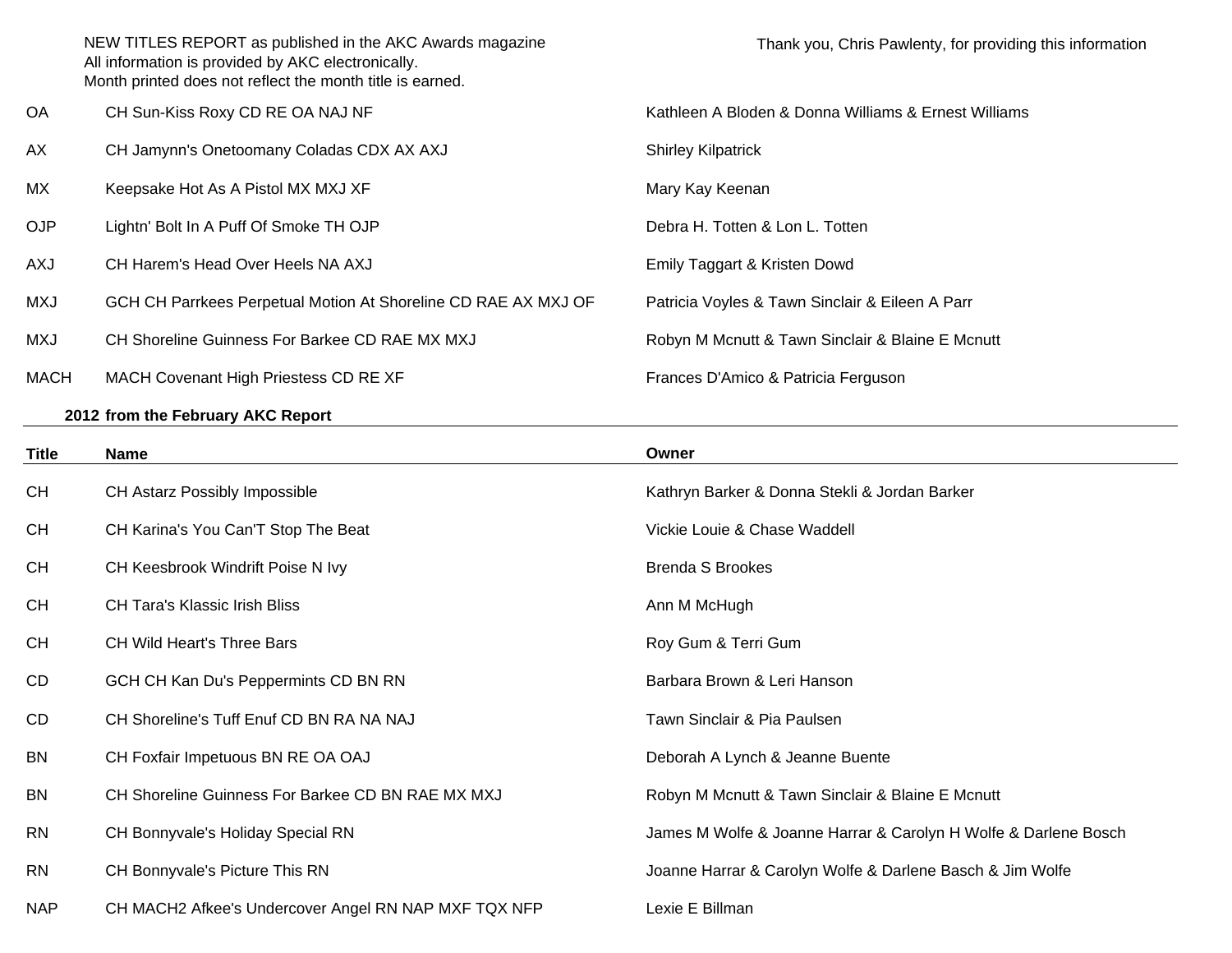NEW TITLES REPORT as published in the AKC Awards magazine
All information is provided by AKC electronically.
Month printed does not reflect the month title is earned.

Thank you, Chris Pawlenty, for providing this information

| | | |
|---|---|---|
| OA | CH Sun-Kiss Roxy CD RE OA NAJ NF | Kathleen A Bloden & Donna Williams & Ernest Williams |
| AX | CH Jamynn's Onetoomany Coladas CDX AX AXJ | Shirley Kilpatrick |
| MX | Keepsake Hot As A Pistol MX MXJ XF | Mary Kay Keenan |
| OJP | Lightn' Bolt In A Puff Of Smoke TH OJP | Debra H. Totten & Lon L. Totten |
| AXJ | CH Harem's Head Over Heels NA AXJ | Emily Taggart & Kristen Dowd |
| MXJ | GCH CH Parrkees Perpetual Motion At Shoreline CD RAE AX MXJ OF | Patricia Voyles & Tawn Sinclair & Eileen A Parr |
| MXJ | CH Shoreline Guinness For Barkee CD RAE MX MXJ | Robyn M Mcnutt & Tawn Sinclair & Blaine E Mcnutt |
| MACH | MACH Covenant High Priestess CD RE XF | Frances D'Amico & Patricia Ferguson |

**2012 from the February AKC Report**

| Title | Name | Owner |
|---|---|---|
| CH | CH Astarz Possibly Impossible | Kathryn Barker & Donna Stekli & Jordan Barker |
| CH | CH Karina's You Can'T Stop The Beat | Vickie Louie & Chase Waddell |
| CH | CH Keesbrook Windrift Poise N Ivy | Brenda S Brookes |
| CH | CH Tara's Klassic Irish Bliss | Ann M McHugh |
| CH | CH Wild Heart's Three Bars | Roy Gum & Terri Gum |
| CD | GCH CH Kan Du's Peppermints CD BN RN | Barbara Brown & Leri Hanson |
| CD | CH Shoreline's Tuff Enuf CD BN RA NA NAJ | Tawn Sinclair & Pia Paulsen |
| BN | CH Foxfair Impetuous BN RE OA OAJ | Deborah A Lynch & Jeanne Buente |
| BN | CH Shoreline Guinness For Barkee CD BN RAE MX MXJ | Robyn M Mcnutt & Tawn Sinclair & Blaine E Mcnutt |
| RN | CH Bonnyvale's Holiday Special RN | James M Wolfe & Joanne Harrar & Carolyn H Wolfe & Darlene Bosch |
| RN | CH Bonnyvale's Picture This RN | Joanne Harrar & Carolyn Wolfe & Darlene Basch & Jim Wolfe |
| NAP | CH MACH2 Afkee's Undercover Angel RN NAP MXF TQX NFP | Lexie E Billman |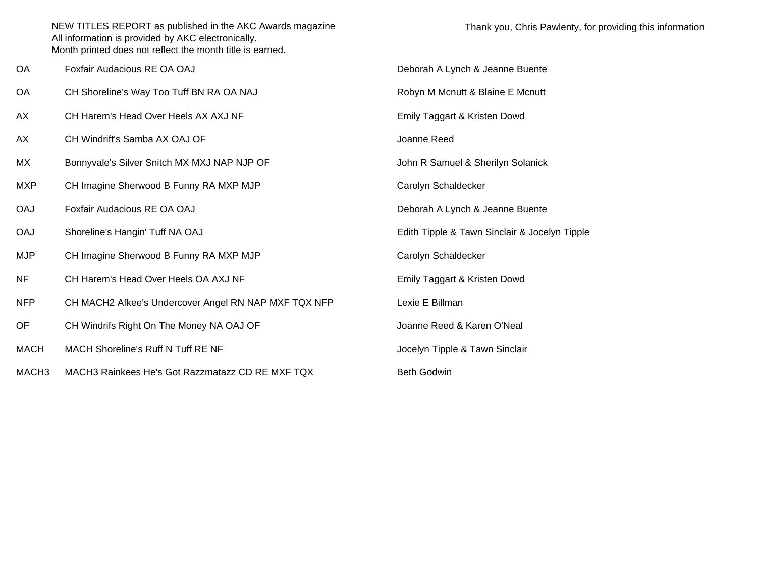NEW TITLES REPORT as published in the AKC Awards magazine
All information is provided by AKC electronically.
Month printed does not reflect the month title is earned.

Thank you, Chris Pawlenty, for providing this information

| | | |
|---|---|---|
| OA | Foxfair Audacious RE OA OAJ | Deborah A Lynch & Jeanne Buente |
| OA | CH Shoreline's Way Too Tuff BN RA OA NAJ | Robyn M Mcnutt & Blaine E Mcnutt |
| AX | CH Harem's Head Over Heels AX AXJ NF | Emily Taggart & Kristen Dowd |
| AX | CH Windrift's Samba AX OAJ OF | Joanne Reed |
| MX | Bonnyvale's Silver Snitch MX MXJ NAP NJP OF | John R Samuel & Sherilyn Solanick |
| MXP | CH Imagine Sherwood B Funny RA MXP MJP | Carolyn Schaldecker |
| OAJ | Foxfair Audacious RE OA OAJ | Deborah A Lynch & Jeanne Buente |
| OAJ | Shoreline's Hangin' Tuff NA OAJ | Edith Tipple & Tawn Sinclair & Jocelyn Tipple |
| MJP | CH Imagine Sherwood B Funny RA MXP MJP | Carolyn Schaldecker |
| NF | CH Harem's Head Over Heels OA AXJ NF | Emily Taggart & Kristen Dowd |
| NFP | CH MACH2 Afkee's Undercover Angel RN NAP MXF TQX NFP | Lexie E Billman |
| OF | CH Windrifs Right On The Money NA OAJ OF | Joanne Reed & Karen O'Neal |
| MACH | MACH Shoreline's Ruff N Tuff RE NF | Jocelyn Tipple & Tawn Sinclair |
| MACH3 | MACH3 Rainkees He's Got Razzmatazz CD RE MXF TQX | Beth Godwin |